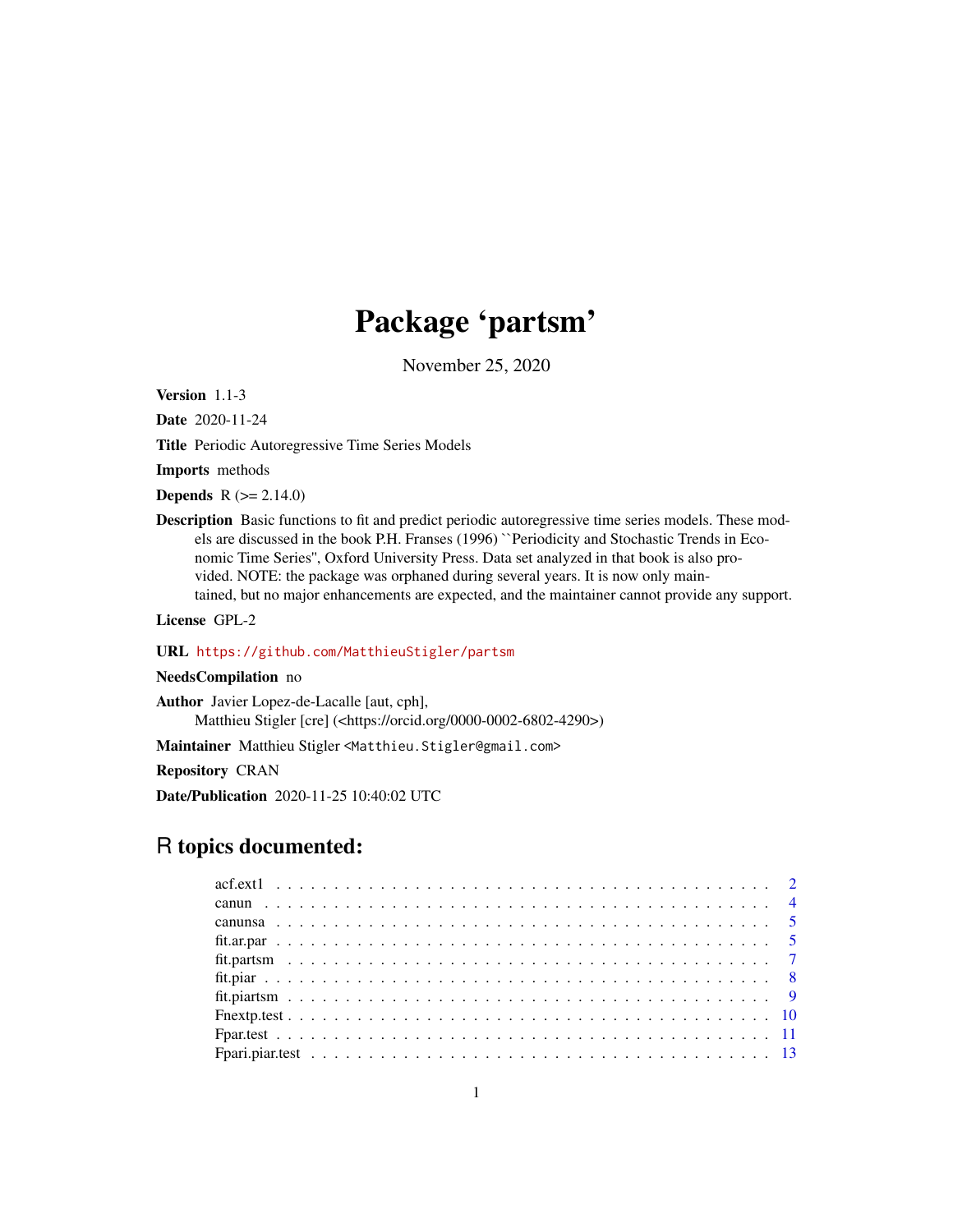# Package 'partsm'

November 25, 2020

**Version** 1.1-3

**Date** 2020-11-24

**Title** Periodic Autoregressive Time Series Models

**Imports** methods

**Depends** R (>= 2.14.0)

**Description** Basic functions to fit and predict periodic autoregressive time series models. These models are discussed in the book P.H. Franses (1996) ``Periodicity and Stochastic Trends in Economic Time Series'', Oxford University Press. Data set analyzed in that book is also provided. NOTE: the package was orphaned during several years. It is now only maintained, but no major enhancements are expected, and the maintainer cannot provide any support.

**License** GPL-2

**URL** https://github.com/MatthieuStigler/partsm

**NeedsCompilation** no

**Author** Javier Lopez-de-Lacalle [aut, cph],
Matthieu Stigler [cre] (<https://orcid.org/0000-0002-6802-4290>)

**Maintainer** Matthieu Stigler <Matthieu.Stigler@gmail.com>

**Repository** CRAN

**Date/Publication** 2020-11-25 10:40:02 UTC

## R topics documented:

- acf.ext1 . . . . . . . . . . 2
- canun . . . . . . . . . . 4
- canunsa . . . . . . . . . . 5
- fit.ar.par . . . . . . . . . . 5
- fit.partsm . . . . . . . . . . 7
- fit.piar . . . . . . . . . . 8
- fit.piartsm . . . . . . . . . . 9
- Fnextp.test . . . . . . . . . . 10
- Fpar.test . . . . . . . . . . 11
- Fpari.piar.test . . . . . . . . . . 13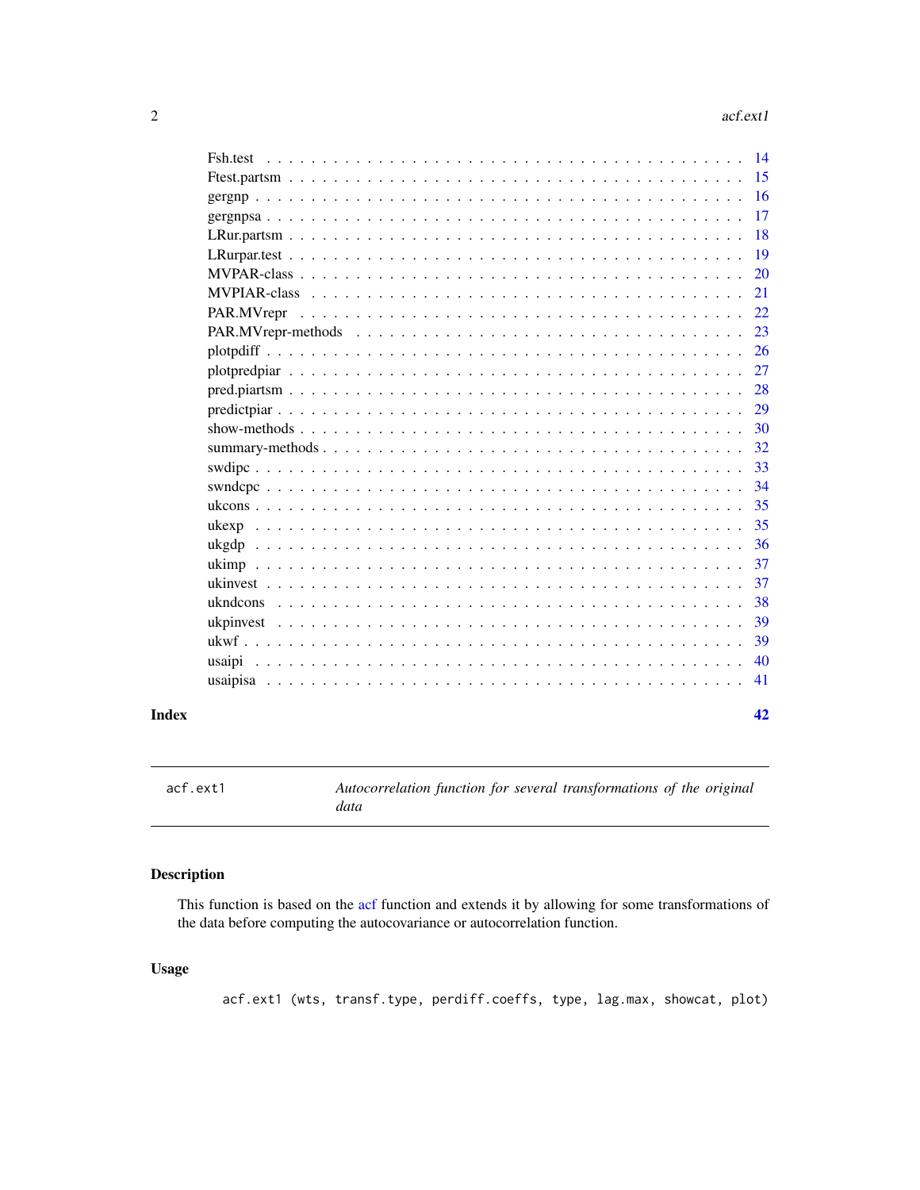Fsh.test . . . . . . . . . . . . . . . . . . . . . . . . . . . . . . . . . . . . . . . 14
Ftest.partsm . . . . . . . . . . . . . . . . . . . . . . . . . . . . . . . . . . . . . 15
gergnp . . . . . . . . . . . . . . . . . . . . . . . . . . . . . . . . . . . . . . . . 16
gergnpsa . . . . . . . . . . . . . . . . . . . . . . . . . . . . . . . . . . . . . . . 17
LRur.partsm . . . . . . . . . . . . . . . . . . . . . . . . . . . . . . . . . . . . . 18
LRurpar.test . . . . . . . . . . . . . . . . . . . . . . . . . . . . . . . . . . . . . 19
MVPAR-class . . . . . . . . . . . . . . . . . . . . . . . . . . . . . . . . . . . . . 20
MVPIAR-class . . . . . . . . . . . . . . . . . . . . . . . . . . . . . . . . . . . . 21
PAR.MVrepr . . . . . . . . . . . . . . . . . . . . . . . . . . . . . . . . . . . . . 22
PAR.MVrepr-methods . . . . . . . . . . . . . . . . . . . . . . . . . . . . . . . . 23
plotpdiff . . . . . . . . . . . . . . . . . . . . . . . . . . . . . . . . . . . . . . . 26
plotpredpiar . . . . . . . . . . . . . . . . . . . . . . . . . . . . . . . . . . . . . 27
pred.piartsm . . . . . . . . . . . . . . . . . . . . . . . . . . . . . . . . . . . . . 28
predictpiar . . . . . . . . . . . . . . . . . . . . . . . . . . . . . . . . . . . . . . 29
show-methods . . . . . . . . . . . . . . . . . . . . . . . . . . . . . . . . . . . . . 30
summary-methods . . . . . . . . . . . . . . . . . . . . . . . . . . . . . . . . . . . 32
swdipc . . . . . . . . . . . . . . . . . . . . . . . . . . . . . . . . . . . . . . . . 33
swndcpc . . . . . . . . . . . . . . . . . . . . . . . . . . . . . . . . . . . . . . . 34
ukcons . . . . . . . . . . . . . . . . . . . . . . . . . . . . . . . . . . . . . . . . 35
ukexp . . . . . . . . . . . . . . . . . . . . . . . . . . . . . . . . . . . . . . . . 35
ukgdp . . . . . . . . . . . . . . . . . . . . . . . . . . . . . . . . . . . . . . . . 36
ukimp . . . . . . . . . . . . . . . . . . . . . . . . . . . . . . . . . . . . . . . . 37
ukinvest . . . . . . . . . . . . . . . . . . . . . . . . . . . . . . . . . . . . . . . 37
ukndcons . . . . . . . . . . . . . . . . . . . . . . . . . . . . . . . . . . . . . . . 38
ukpinvest . . . . . . . . . . . . . . . . . . . . . . . . . . . . . . . . . . . . . . . 39
ukwf . . . . . . . . . . . . . . . . . . . . . . . . . . . . . . . . . . . . . . . . . 39
usaipi . . . . . . . . . . . . . . . . . . . . . . . . . . . . . . . . . . . . . . . . 40
usaipisa . . . . . . . . . . . . . . . . . . . . . . . . . . . . . . . . . . . . . . . 41

**Index** **42**

---

`acf.ext1` *Autocorrelation function for several transformations of the original data*

---

## Description

This function is based on the acf function and extends it by allowing for some transformations of the data before computing the autocovariance or autocorrelation function.

## Usage

```
acf.ext1 (wts, transf.type, perdiff.coeffs, type, lag.max, showcat, plot)
```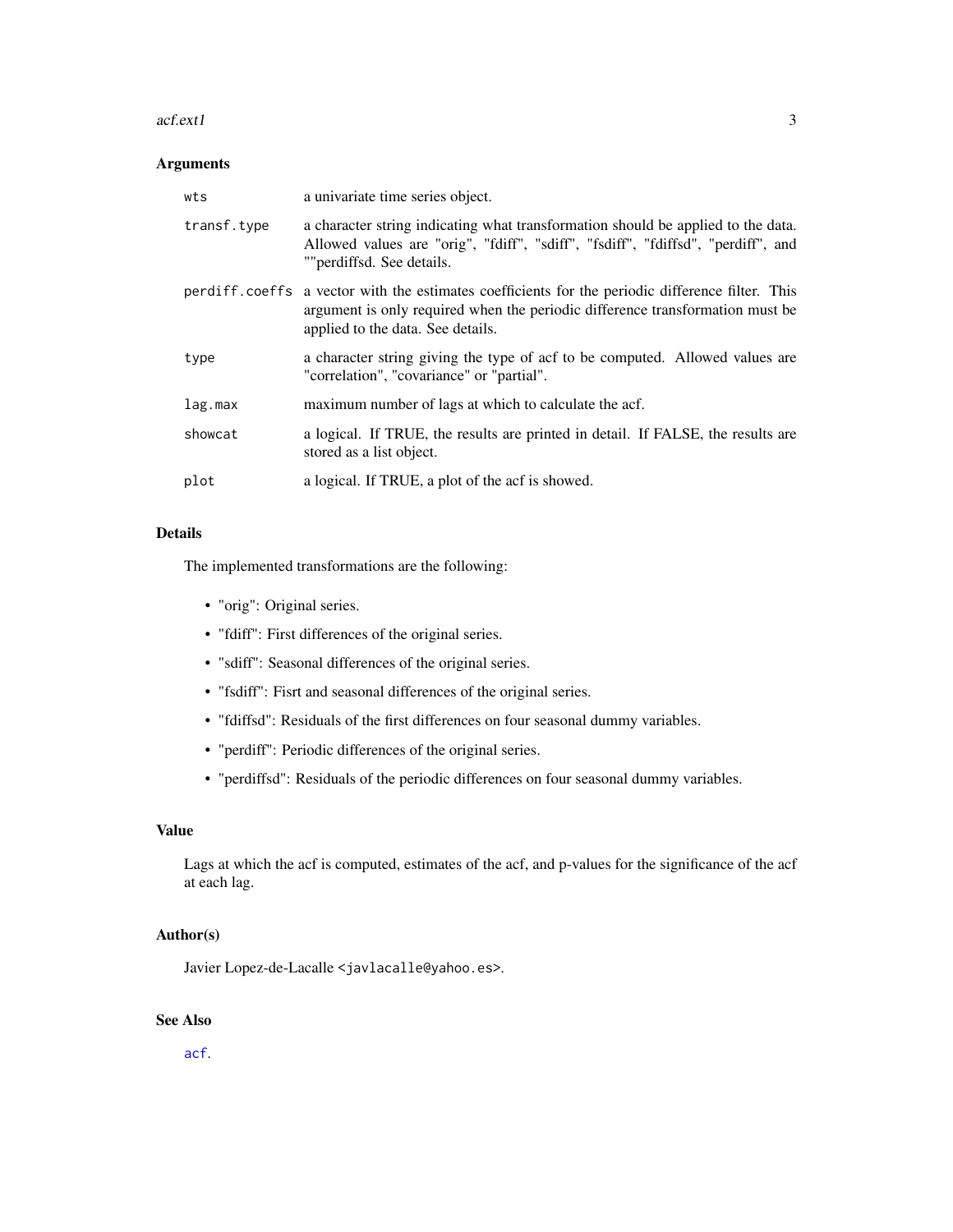## Arguments

| | |
|---|---|
| `wts` | a univariate time series object. |
| `transf.type` | a character string indicating what transformation should be applied to the data. Allowed values are "orig", "fdiff", "sdiff", "fsdiff", "fdiffsd", "perdiff", and ""perdiffsd. See details. |
| `perdiff.coeffs` | a vector with the estimates coefficients for the periodic difference filter. This argument is only required when the periodic difference transformation must be applied to the data. See details. |
| `type` | a character string giving the type of acf to be computed. Allowed values are "correlation", "covariance" or "partial". |
| `lag.max` | maximum number of lags at which to calculate the acf. |
| `showcat` | a logical. If TRUE, the results are printed in detail. If FALSE, the results are stored as a list object. |
| `plot` | a logical. If TRUE, a plot of the acf is showed. |

## Details

The implemented transformations are the following:

- "orig": Original series.
- "fdiff": First differences of the original series.
- "sdiff": Seasonal differences of the original series.
- "fsdiff": Fisrt and seasonal differences of the original series.
- "fdiffsd": Residuals of the first differences on four seasonal dummy variables.
- "perdiff": Periodic differences of the original series.
- "perdiffsd": Residuals of the periodic differences on four seasonal dummy variables.

## Value

Lags at which the acf is computed, estimates of the acf, and p-values for the significance of the acf at each lag.

## Author(s)

Javier Lopez-de-Lacalle <`javlacalle@yahoo.es`>.

## See Also

`acf`.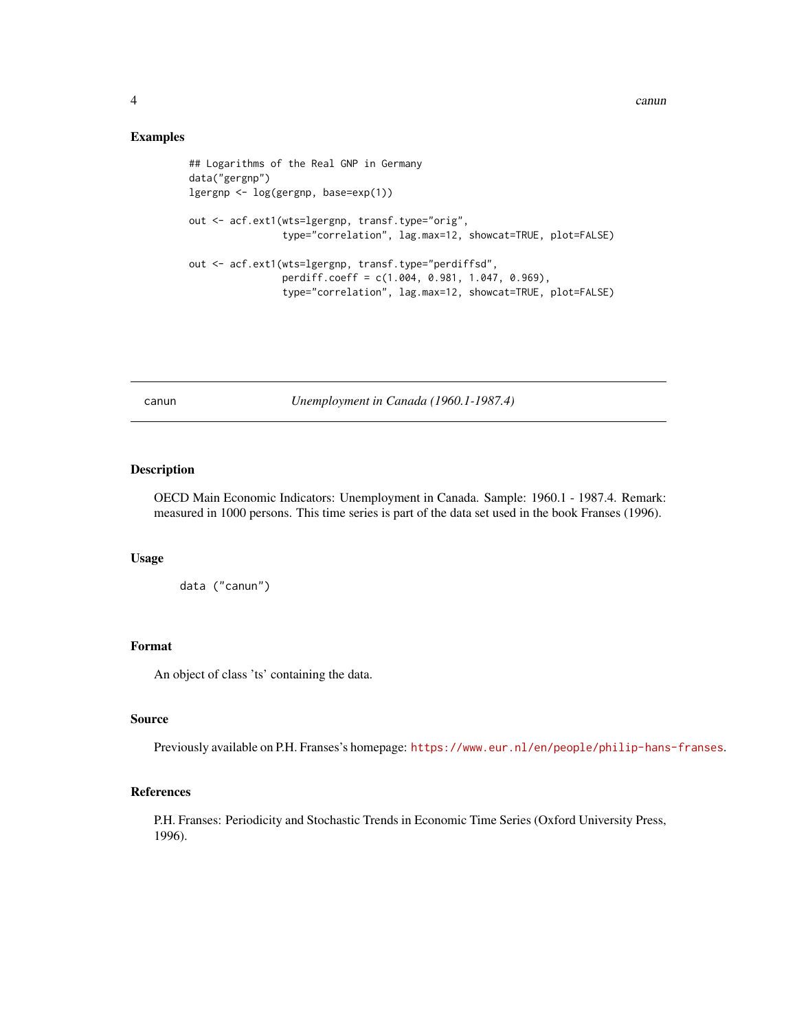## Examples

```
## Logarithms of the Real GNP in Germany
data("gergnp")
lgergnp <- log(gergnp, base=exp(1))

out <- acf.ext1(wts=lgergnp, transf.type="orig",
                type="correlation", lag.max=12, showcat=TRUE, plot=FALSE)

out <- acf.ext1(wts=lgergnp, transf.type="perdiffsd",
                perdiff.coeff = c(1.004, 0.981, 1.047, 0.969),
                type="correlation", lag.max=12, showcat=TRUE, plot=FALSE)
```

---

canun *Unemployment in Canada (1960.1-1987.4)*

---

## Description

OECD Main Economic Indicators: Unemployment in Canada. Sample: 1960.1 - 1987.4. Remark: measured in 1000 persons. This time series is part of the data set used in the book Franses (1996).

## Usage

```
data ("canun")
```

## Format

An object of class 'ts' containing the data.

## Source

Previously available on P.H. Franses's homepage: https://www.eur.nl/en/people/philip-hans-franses.

## References

P.H. Franses: Periodicity and Stochastic Trends in Economic Time Series (Oxford University Press, 1996).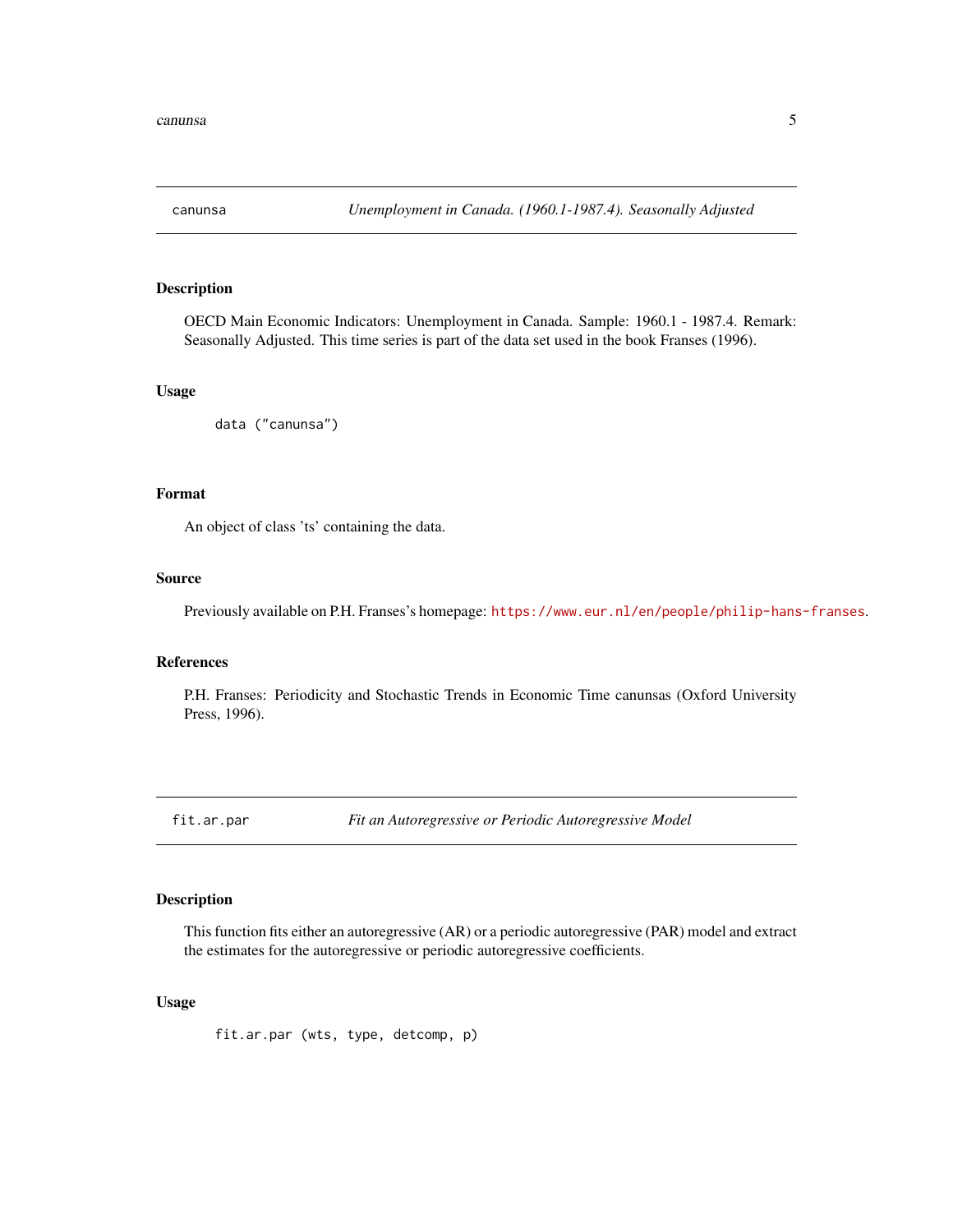## canunsa — *Unemployment in Canada. (1960.1-1987.4). Seasonally Adjusted*

### Description

OECD Main Economic Indicators: Unemployment in Canada. Sample: 1960.1 - 1987.4. Remark: Seasonally Adjusted. This time series is part of the data set used in the book Franses (1996).

### Usage

```
data ("canunsa")
```

### Format

An object of class 'ts' containing the data.

### Source

Previously available on P.H. Franses's homepage: https://www.eur.nl/en/people/philip-hans-franses.

### References

P.H. Franses: Periodicity and Stochastic Trends in Economic Time canunsas (Oxford University Press, 1996).

## fit.ar.par — *Fit an Autoregressive or Periodic Autoregressive Model*

### Description

This function fits either an autoregressive (AR) or a periodic autoregressive (PAR) model and extract the estimates for the autoregressive or periodic autoregressive coefficients.

### Usage

```
fit.ar.par (wts, type, detcomp, p)
```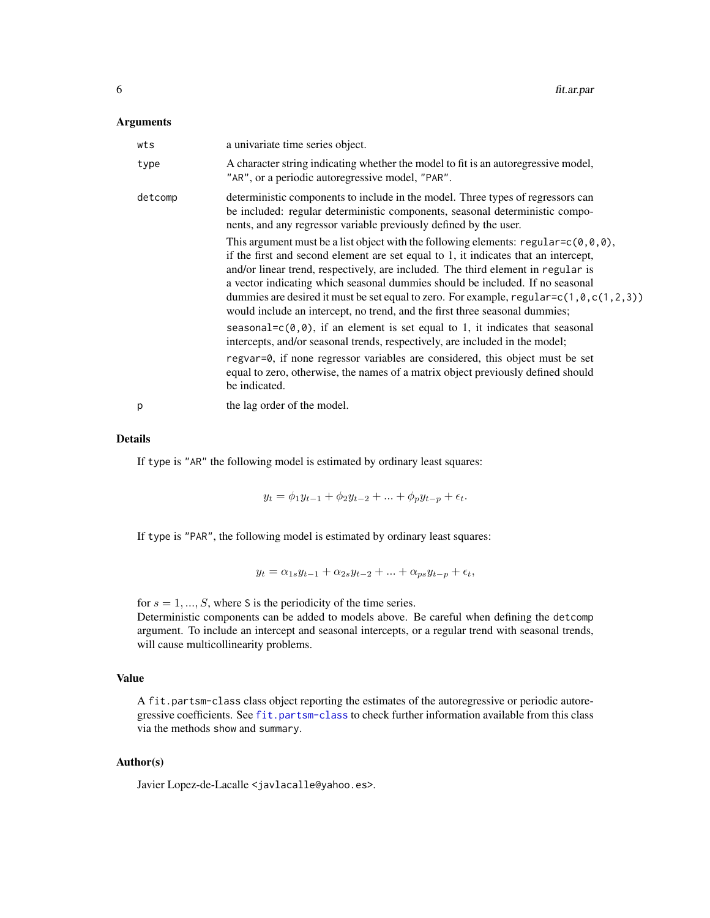## Arguments

- `wts` — a univariate time series object.
- `type` — A character string indicating whether the model to fit is an autoregressive model, `"AR"`, or a periodic autoregressive model, `"PAR"`.
- `detcomp` — deterministic components to include in the model. Three types of regressors can be included: regular deterministic components, seasonal deterministic components, and any regressor variable previously defined by the user.

  This argument must be a list object with the following elements: `regular=c(0,0,0)`, if the first and second element are set equal to 1, it indicates that an intercept, and/or linear trend, respectively, are included. The third element in `regular` is a vector indicating which seasonal dummies should be included. If no seasonal dummies are desired it must be set equal to zero. For example, `regular=c(1,0,c(1,2,3))` would include an intercept, no trend, and the first three seasonal dummies;

  `seasonal=c(0,0)`, if an element is set equal to 1, it indicates that seasonal intercepts, and/or seasonal trends, respectively, are included in the model;

  `regvar=0`, if none regressor variables are considered, this object must be set equal to zero, otherwise, the names of a matrix object previously defined should be indicated.
- `p` — the lag order of the model.

## Details

If `type` is `"AR"` the following model is estimated by ordinary least squares:

$$y_t = \phi_1 y_{t-1} + \phi_2 y_{t-2} + ... + \phi_p y_{t-p} + \epsilon_t.$$

If `type` is `"PAR"`, the following model is estimated by ordinary least squares:

$$y_t = \alpha_{1s} y_{t-1} + \alpha_{2s} y_{t-2} + ... + \alpha_{ps} y_{t-p} + \epsilon_t,$$

for $s = 1, ..., S$, where `S` is the periodicity of the time series.
Deterministic components can be added to models above. Be careful when defining the `detcomp` argument. To include an intercept and seasonal intercepts, or a regular trend with seasonal trends, will cause multicollinearity problems.

## Value

A `fit.partsm-class` class object reporting the estimates of the autoregressive or periodic autoregressive coefficients. See `fit.partsm-class` to check further information available from this class via the methods `show` and `summary`.

## Author(s)

Javier Lopez-de-Lacalle <javlacalle@yahoo.es>.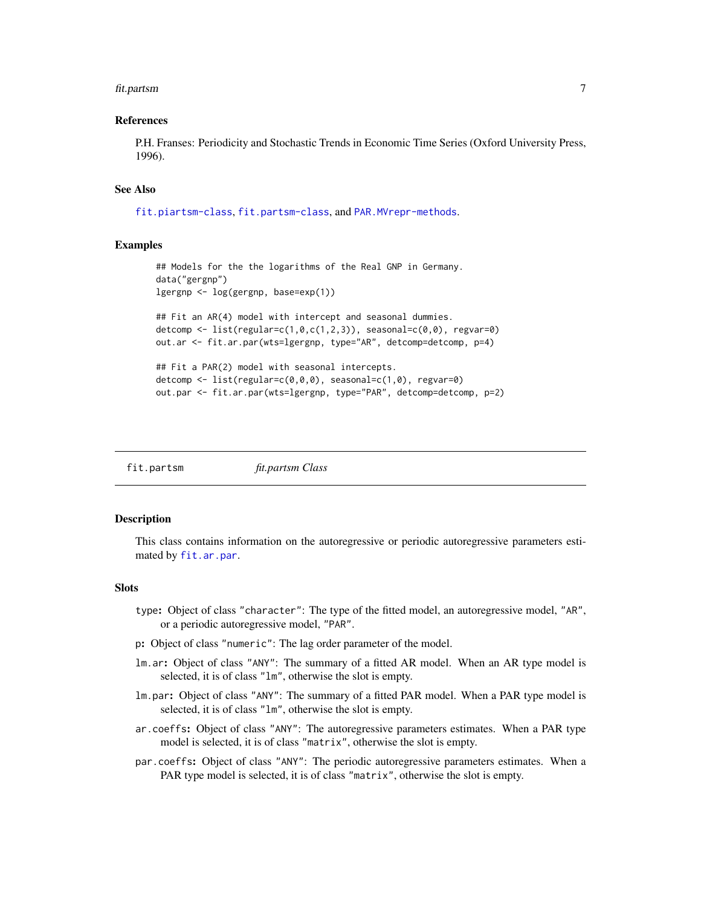### References

P.H. Franses: Periodicity and Stochastic Trends in Economic Time Series (Oxford University Press, 1996).

### See Also

fit.piartsm-class, fit.partsm-class, and PAR.MVrepr-methods.

### Examples

```
## Models for the the logarithms of the Real GNP in Germany.
data("gergnp")
lgergnp <- log(gergnp, base=exp(1))

## Fit an AR(4) model with intercept and seasonal dummies.
detcomp <- list(regular=c(1,0,c(1,2,3)), seasonal=c(0,0), regvar=0)
out.ar <- fit.ar.par(wts=lgergnp, type="AR", detcomp=detcomp, p=4)

## Fit a PAR(2) model with seasonal intercepts.
detcomp <- list(regular=c(0,0,0), seasonal=c(1,0), regvar=0)
out.par <- fit.ar.par(wts=lgergnp, type="PAR", detcomp=detcomp, p=2)
```

---

## fit.partsm    *fit.partsm Class*

### Description

This class contains information on the autoregressive or periodic autoregressive parameters estimated by fit.ar.par.

### Slots

- **type:** Object of class "character": The type of the fitted model, an autoregressive model, "AR", or a periodic autoregressive model, "PAR".
- **p:** Object of class "numeric": The lag order parameter of the model.
- **lm.ar:** Object of class "ANY": The summary of a fitted AR model. When an AR type model is selected, it is of class "lm", otherwise the slot is empty.
- **lm.par:** Object of class "ANY": The summary of a fitted PAR model. When a PAR type model is selected, it is of class "lm", otherwise the slot is empty.
- **ar.coeffs:** Object of class "ANY": The autoregressive parameters estimates. When a PAR type model is selected, it is of class "matrix", otherwise the slot is empty.
- **par.coeffs:** Object of class "ANY": The periodic autoregressive parameters estimates. When a PAR type model is selected, it is of class "matrix", otherwise the slot is empty.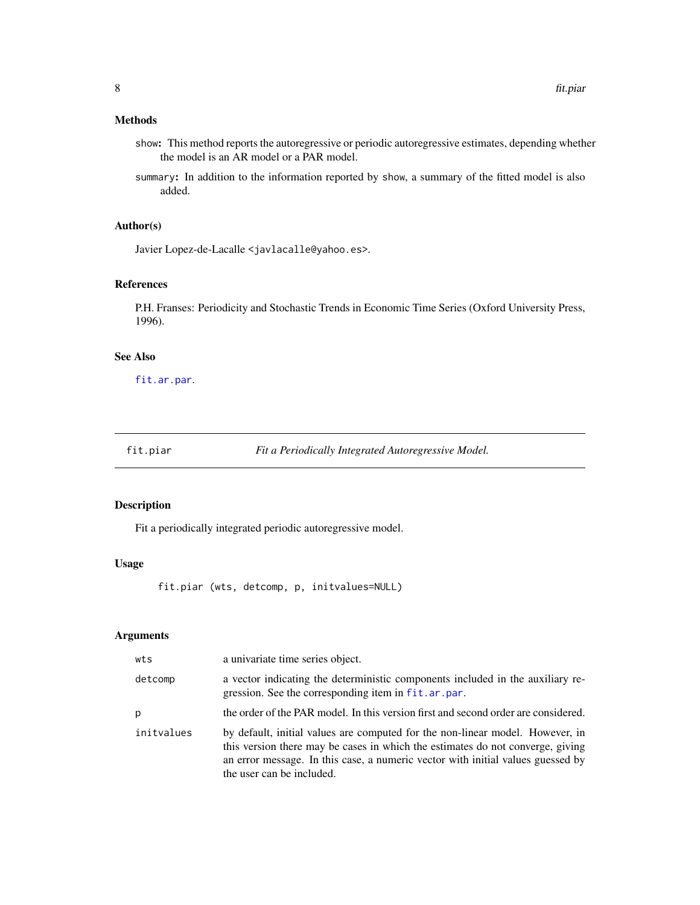### Methods

show: This method reports the autoregressive or periodic autoregressive estimates, depending whether the model is an AR model or a PAR model.

summary: In addition to the information reported by show, a summary of the fitted model is also added.

### Author(s)

Javier Lopez-de-Lacalle <javlacalle@yahoo.es>.

### References

P.H. Franses: Periodicity and Stochastic Trends in Economic Time Series (Oxford University Press, 1996).

### See Also

fit.ar.par.

---

## fit.piar — *Fit a Periodically Integrated Autoregressive Model.*

---

### Description

Fit a periodically integrated periodic autoregressive model.

### Usage

```
fit.piar (wts, detcomp, p, initvalues=NULL)
```

### Arguments

| | |
|---|---|
| wts | a univariate time series object. |
| detcomp | a vector indicating the deterministic components included in the auxiliary regression. See the corresponding item in fit.ar.par. |
| p | the order of the PAR model. In this version first and second order are considered. |
| initvalues | by default, initial values are computed for the non-linear model. However, in this version there may be cases in which the estimates do not converge, giving an error message. In this case, a numeric vector with initial values guessed by the user can be included. |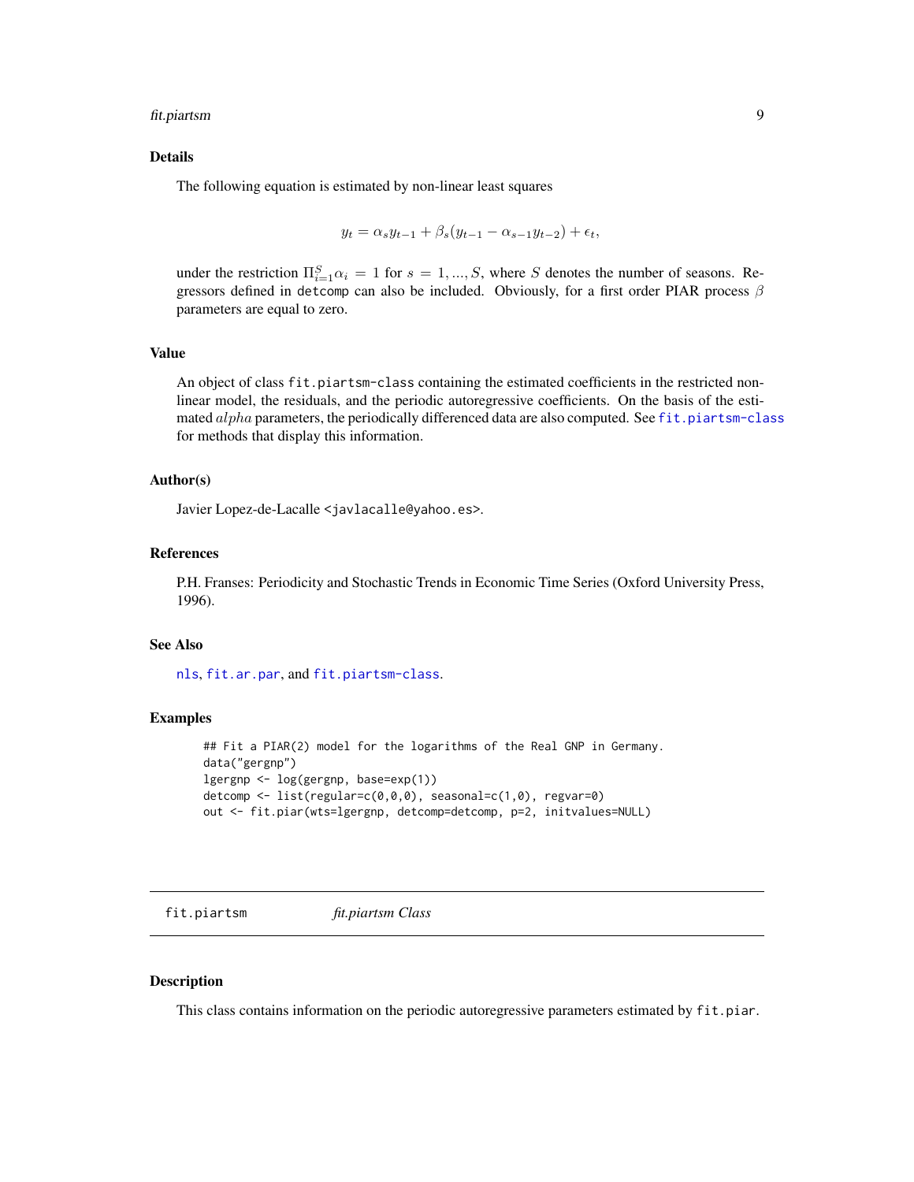### Details

The following equation is estimated by non-linear least squares

$$y_t = \alpha_s y_{t-1} + \beta_s (y_{t-1} - \alpha_{s-1} y_{t-2}) + \epsilon_t,$$

under the restriction $\Pi_{i=1}^{S} \alpha_i = 1$ for $s = 1, ..., S$, where $S$ denotes the number of seasons. Regressors defined in `detcomp` can also be included. Obviously, for a first order PIAR process $\beta$ parameters are equal to zero.

### Value

An object of class `fit.piartsm-class` containing the estimated coefficients in the restricted non-linear model, the residuals, and the periodic autoregressive coefficients. On the basis of the estimated $alpha$ parameters, the periodically differenced data are also computed. See `fit.piartsm-class` for methods that display this information.

### Author(s)

Javier Lopez-de-Lacalle `<javlacalle@yahoo.es>`.

### References

P.H. Franses: Periodicity and Stochastic Trends in Economic Time Series (Oxford University Press, 1996).

### See Also

`nls`, `fit.ar.par`, and `fit.piartsm-class`.

### Examples

```
## Fit a PIAR(2) model for the logarithms of the Real GNP in Germany.
data("gergnp")
lgergnp <- log(gergnp, base=exp(1))
detcomp <- list(regular=c(0,0,0), seasonal=c(1,0), regvar=0)
out <- fit.piar(wts=lgergnp, detcomp=detcomp, p=2, initvalues=NULL)
```

---

## fit.piartsm — *fit.piartsm Class*

### Description

This class contains information on the periodic autoregressive parameters estimated by `fit.piar`.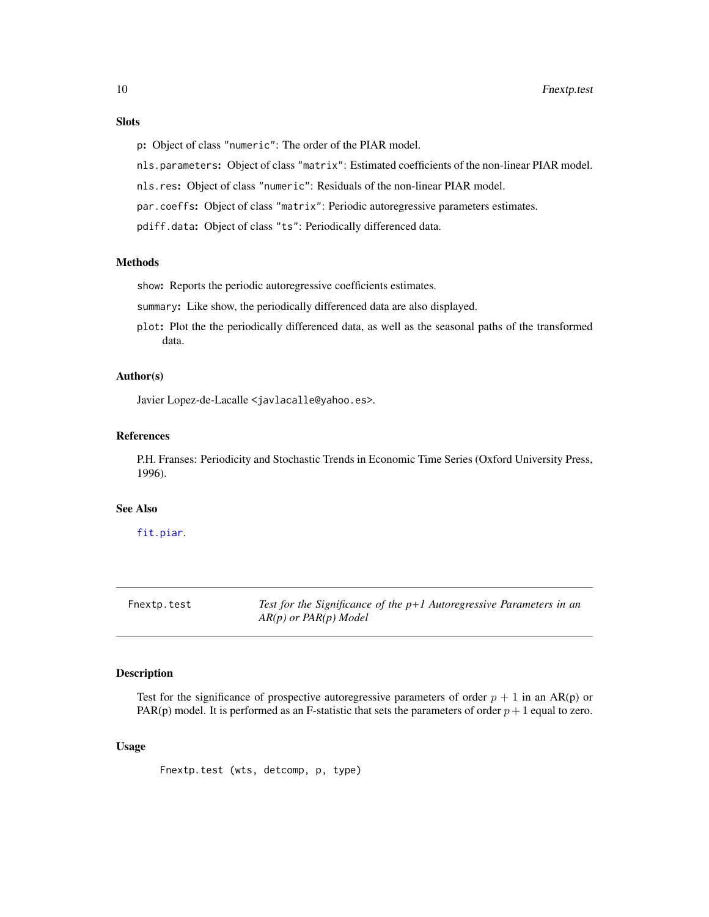### Slots

`p`: Object of class `"numeric"`: The order of the PIAR model.

`nls.parameters`: Object of class `"matrix"`: Estimated coefficients of the non-linear PIAR model.

`nls.res`: Object of class `"numeric"`: Residuals of the non-linear PIAR model.

`par.coeffs`: Object of class `"matrix"`: Periodic autoregressive parameters estimates.

`pdiff.data`: Object of class `"ts"`: Periodically differenced data.

### Methods

`show`: Reports the periodic autoregressive coefficients estimates.

`summary`: Like show, the periodically differenced data are also displayed.

`plot`: Plot the the periodically differenced data, as well as the seasonal paths of the transformed data.

### Author(s)

Javier Lopez-de-Lacalle <javlacalle@yahoo.es>.

### References

P.H. Franses: Periodicity and Stochastic Trends in Economic Time Series (Oxford University Press, 1996).

### See Also

`fit.piar`.

---

## Fnextp.test — *Test for the Significance of the p+1 Autoregressive Parameters in an AR(p) or PAR(p) Model*

### Description

Test for the significance of prospective autoregressive parameters of order $p + 1$ in an AR(p) or PAR(p) model. It is performed as an F-statistic that sets the parameters of order $p + 1$ equal to zero.

### Usage

```
Fnextp.test (wts, detcomp, p, type)
```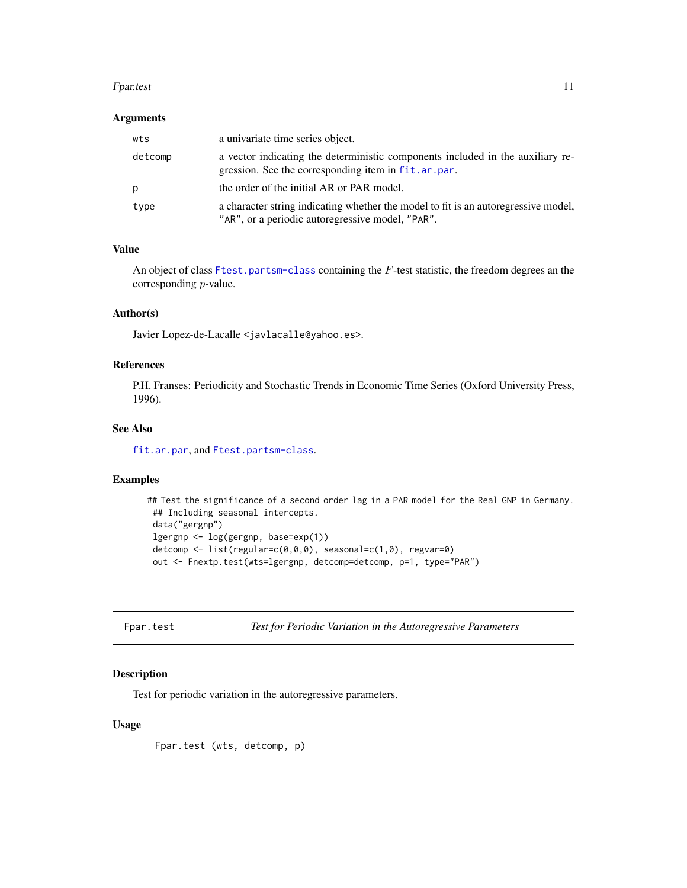### Arguments

| | |
|---|---|
| wts | a univariate time series object. |
| detcomp | a vector indicating the deterministic components included in the auxiliary regression. See the corresponding item in fit.ar.par. |
| p | the order of the initial AR or PAR model. |
| type | a character string indicating whether the model to fit is an autoregressive model, "AR", or a periodic autoregressive model, "PAR". |

### Value

An object of class Ftest.partsm-class containing the $F$-test statistic, the freedom degrees an the corresponding $p$-value.

### Author(s)

Javier Lopez-de-Lacalle <javlacalle@yahoo.es>.

### References

P.H. Franses: Periodicity and Stochastic Trends in Economic Time Series (Oxford University Press, 1996).

### See Also

fit.ar.par, and Ftest.partsm-class.

### Examples

```
## Test the significance of a second order lag in a PAR model for the Real GNP in Germany.
## Including seasonal intercepts.
data("gergnp")
lgergnp <- log(gergnp, base=exp(1))
detcomp <- list(regular=c(0,0,0), seasonal=c(1,0), regvar=0)
out <- Fnextp.test(wts=lgergnp, detcomp=detcomp, p=1, type="PAR")
```

---

## Fpar.test — *Test for Periodic Variation in the Autoregressive Parameters*

### Description

Test for periodic variation in the autoregressive parameters.

### Usage

```
Fpar.test (wts, detcomp, p)
```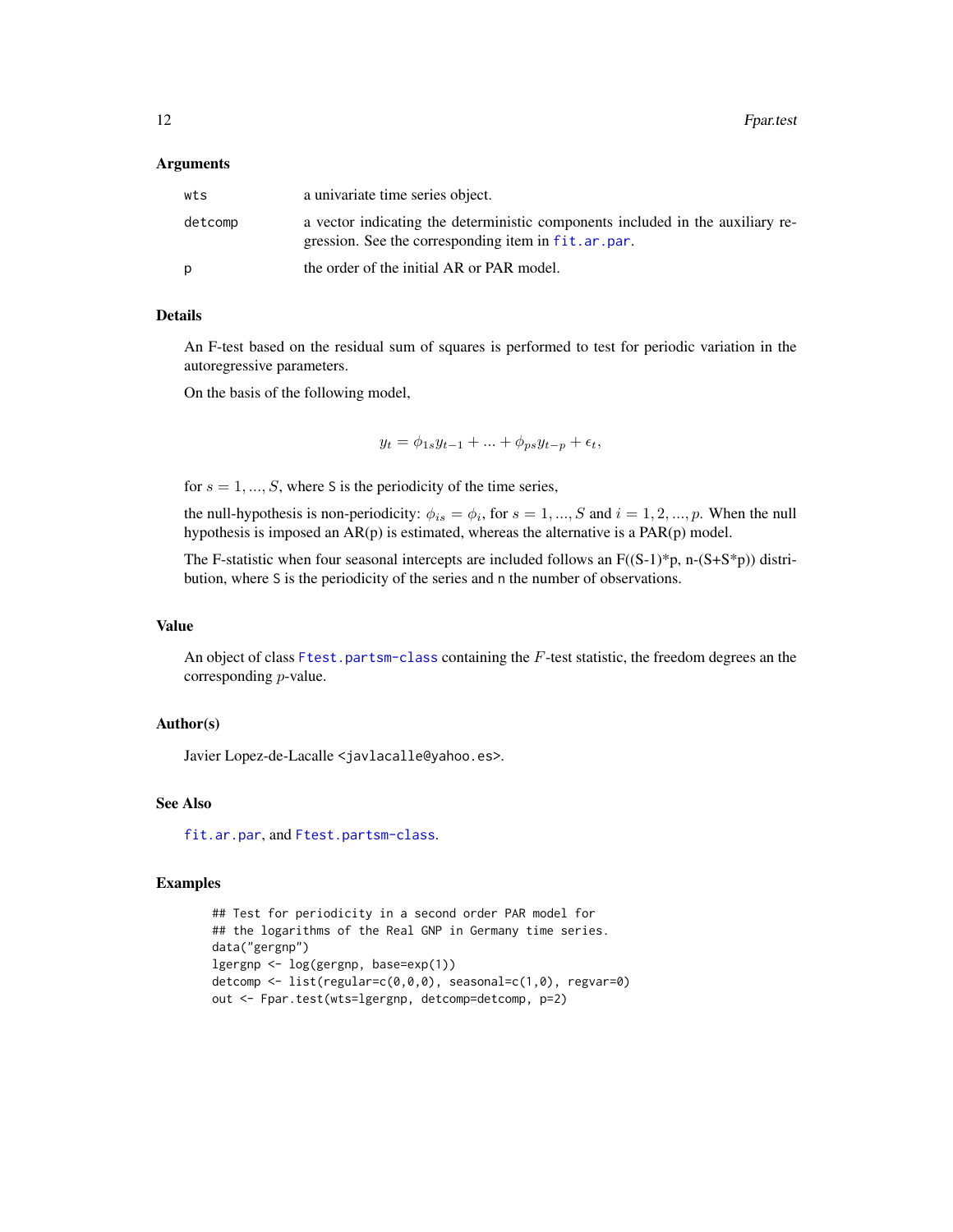### Arguments

| | |
|---|---|
| `wts` | a univariate time series object. |
| `detcomp` | a vector indicating the deterministic components included in the auxiliary regression. See the corresponding item in `fit.ar.par`. |
| `p` | the order of the initial AR or PAR model. |

### Details

An F-test based on the residual sum of squares is performed to test for periodic variation in the autoregressive parameters.

On the basis of the following model,

$$y_t = \phi_{1s} y_{t-1} + ... + \phi_{ps} y_{t-p} + \epsilon_t,$$

for $s = 1, ..., S$, where S is the periodicity of the time series,

the null-hypothesis is non-periodicity: $\phi_{is} = \phi_i$, for $s = 1, ..., S$ and $i = 1, 2, ..., p$. When the null hypothesis is imposed an AR(p) is estimated, whereas the alternative is a PAR(p) model.

The F-statistic when four seasonal intercepts are included follows an F((S-1)*p, n-(S+S*p)) distribution, where S is the periodicity of the series and n the number of observations.

### Value

An object of class `Ftest.partsm-class` containing the $F$-test statistic, the freedom degrees an the corresponding $p$-value.

### Author(s)

Javier Lopez-de-Lacalle <javlacalle@yahoo.es>.

### See Also

`fit.ar.par`, and `Ftest.partsm-class`.

### Examples

```
## Test for periodicity in a second order PAR model for
## the logarithms of the Real GNP in Germany time series.
data("gergnp")
lgergnp <- log(gergnp, base=exp(1))
detcomp <- list(regular=c(0,0,0), seasonal=c(1,0), regvar=0)
out <- Fpar.test(wts=lgergnp, detcomp=detcomp, p=2)
```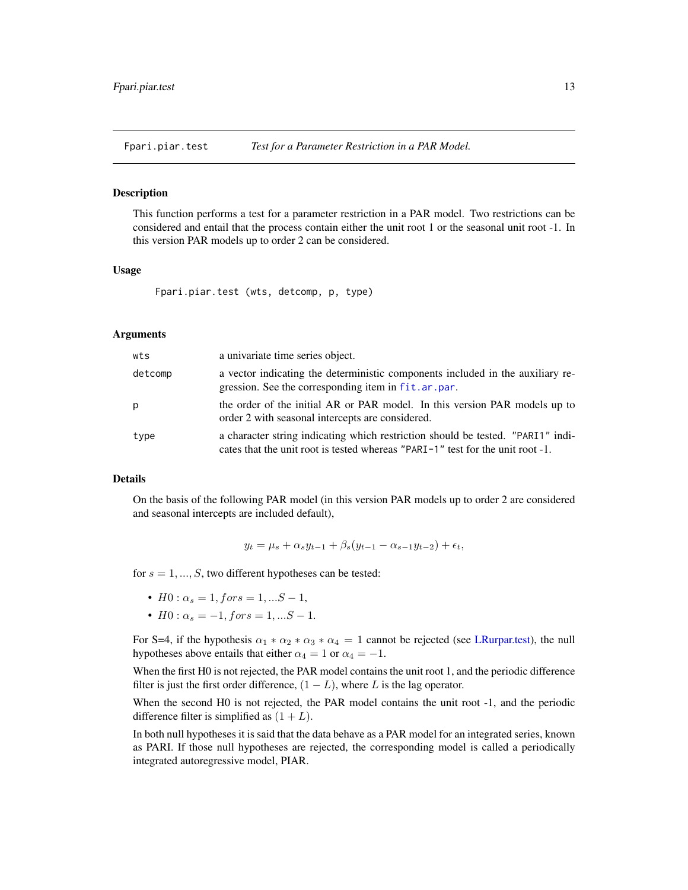## Fpari.piar.test — *Test for a Parameter Restriction in a PAR Model.*

### Description

This function performs a test for a parameter restriction in a PAR model. Two restrictions can be considered and entail that the process contain either the unit root 1 or the seasonal unit root -1. In this version PAR models up to order 2 can be considered.

### Usage

```
Fpari.piar.test (wts, detcomp, p, type)
```

### Arguments

| | |
|---|---|
| `wts` | a univariate time series object. |
| `detcomp` | a vector indicating the deterministic components included in the auxiliary regression. See the corresponding item in `fit.ar.par`. |
| `p` | the order of the initial AR or PAR model. In this version PAR models up to order 2 with seasonal intercepts are considered. |
| `type` | a character string indicating which restriction should be tested. `"PARI1"` indicates that the unit root is tested whereas `"PARI-1"` test for the unit root -1. |

### Details

On the basis of the following PAR model (in this version PAR models up to order 2 are considered and seasonal intercepts are included default),

$$y_t = \mu_s + \alpha_s y_{t-1} + \beta_s(y_{t-1} - \alpha_{s-1} y_{t-2}) + \epsilon_t,$$

for $s = 1, ..., S$, two different hypotheses can be tested:

- $H0 : \alpha_s = 1, for s = 1, ...S - 1,$
- $H0 : \alpha_s = -1, for s = 1, ...S - 1.$

For S=4, if the hypothesis $\alpha_1 * \alpha_2 * \alpha_3 * \alpha_4 = 1$ cannot be rejected (see LRurpar.test), the null hypotheses above entails that either $\alpha_4 = 1$ or $\alpha_4 = -1$.

When the first H0 is not rejected, the PAR model contains the unit root 1, and the periodic difference filter is just the first order difference, $(1 - L)$, where $L$ is the lag operator.

When the second H0 is not rejected, the PAR model contains the unit root -1, and the periodic difference filter is simplified as $(1 + L)$.

In both null hypotheses it is said that the data behave as a PAR model for an integrated series, known as PARI. If those null hypotheses are rejected, the corresponding model is called a periodically integrated autoregressive model, PIAR.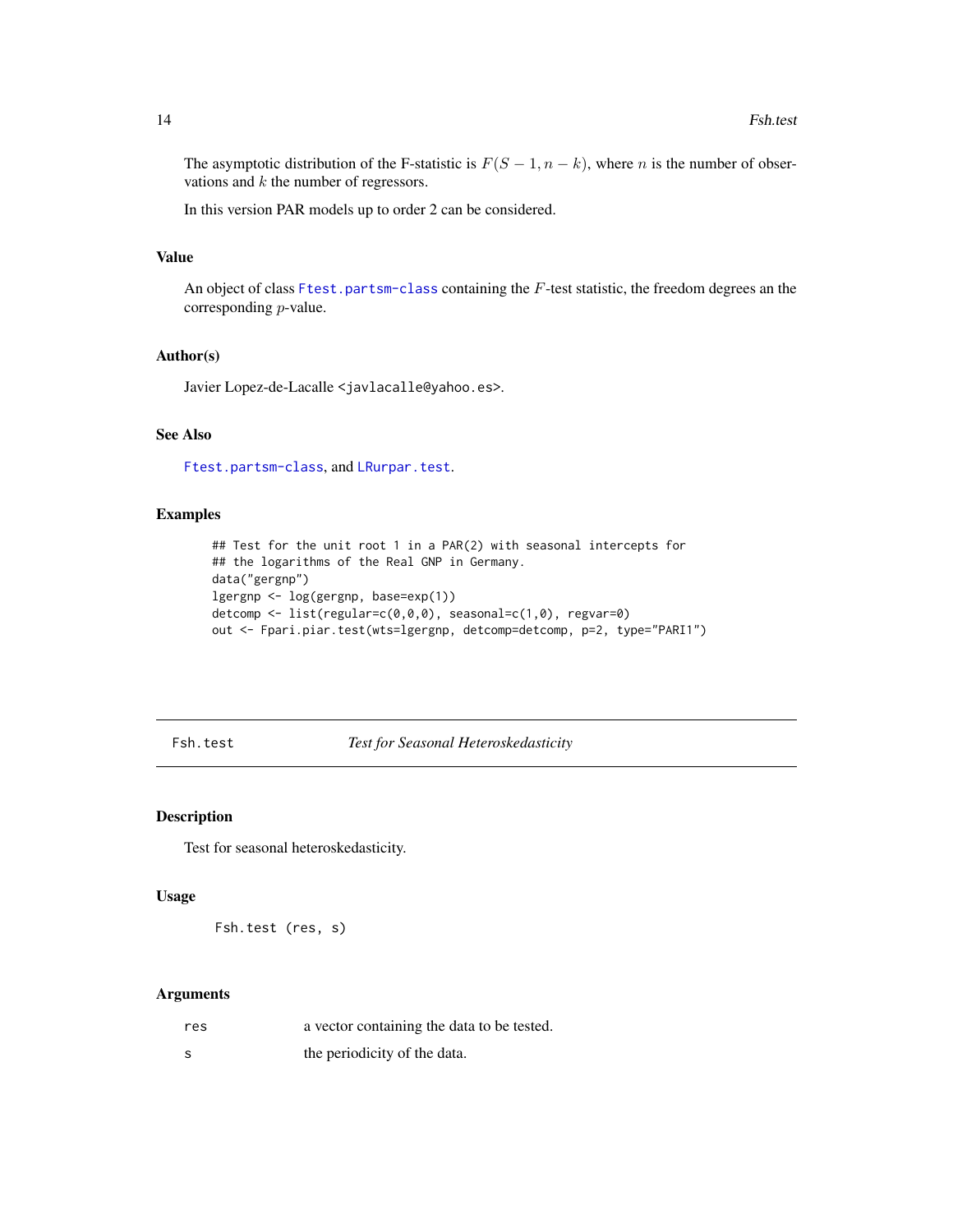The asymptotic distribution of the F-statistic is $F(S-1, n-k)$, where $n$ is the number of observations and $k$ the number of regressors.

In this version PAR models up to order 2 can be considered.

### Value

An object of class `Ftest.partsm-class` containing the $F$-test statistic, the freedom degrees an the corresponding $p$-value.

### Author(s)

Javier Lopez-de-Lacalle <javlacalle@yahoo.es>.

### See Also

`Ftest.partsm-class`, and `LRurpar.test`.

### Examples

```
## Test for the unit root 1 in a PAR(2) with seasonal intercepts for
## the logarithms of the Real GNP in Germany.
data("gergnp")
lgergnp <- log(gergnp, base=exp(1))
detcomp <- list(regular=c(0,0,0), seasonal=c(1,0), regvar=0)
out <- Fpari.piar.test(wts=lgergnp, detcomp=detcomp, p=2, type="PARI1")
```

---

## Fsh.test — *Test for Seasonal Heteroskedasticity*

### Description

Test for seasonal heteroskedasticity.

### Usage

```
Fsh.test (res, s)
```

### Arguments

| | |
|---|---|
| `res` | a vector containing the data to be tested. |
| `s` | the periodicity of the data. |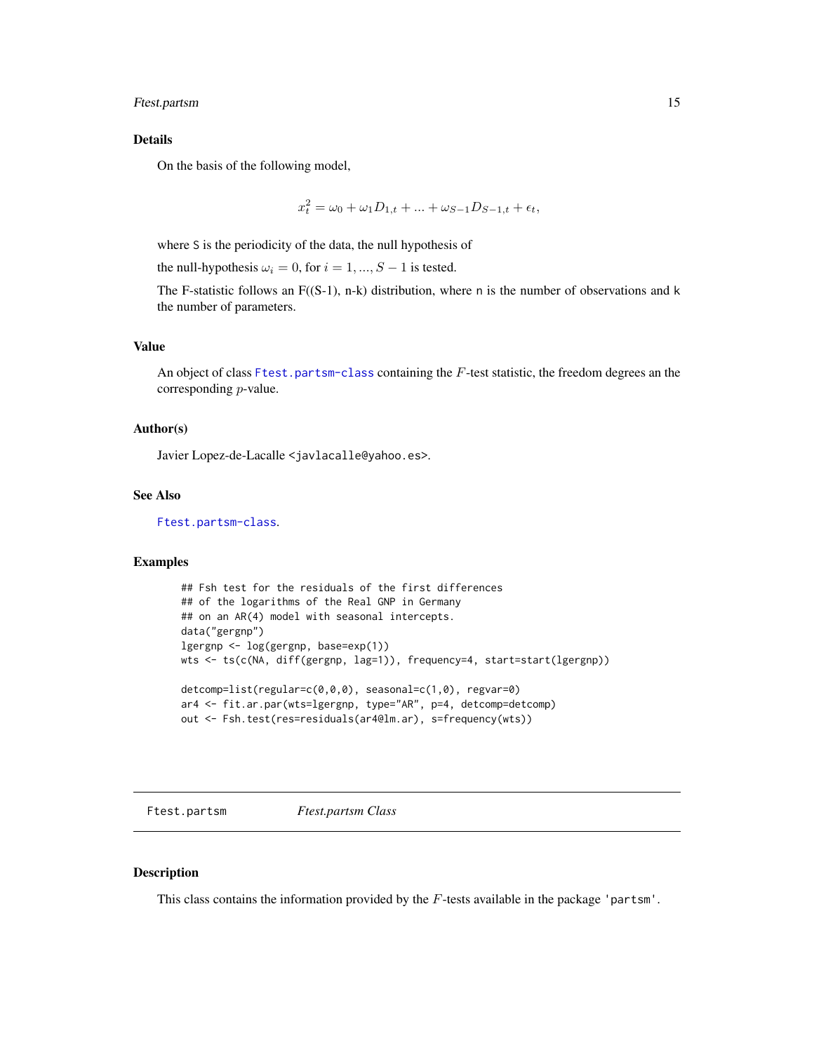### Details

On the basis of the following model,

$$x_t^2 = \omega_0 + \omega_1 D_{1,t} + ... + \omega_{S-1} D_{S-1,t} + \epsilon_t,$$

where S is the periodicity of the data, the null hypothesis of

the null-hypothesis $\omega_i = 0$, for $i = 1, ..., S-1$ is tested.

The F-statistic follows an F((S-1), n-k) distribution, where n is the number of observations and k the number of parameters.

### Value

An object of class Ftest.partsm-class containing the $F$-test statistic, the freedom degrees an the corresponding $p$-value.

### Author(s)

Javier Lopez-de-Lacalle <javlacalle@yahoo.es>.

### See Also

Ftest.partsm-class.

### Examples

```
## Fsh test for the residuals of the first differences
## of the logarithms of the Real GNP in Germany
## on an AR(4) model with seasonal intercepts.
data("gergnp")
lgergnp <- log(gergnp, base=exp(1))
wts <- ts(c(NA, diff(gergnp, lag=1)), frequency=4, start=start(lgergnp))

detcomp=list(regular=c(0,0,0), seasonal=c(1,0), regvar=0)
ar4 <- fit.ar.par(wts=lgergnp, type="AR", p=4, detcomp=detcomp)
out <- Fsh.test(res=residuals(ar4@lm.ar), s=frequency(wts))
```

---

## Ftest.partsm *Ftest.partsm Class*

### Description

This class contains the information provided by the $F$-tests available in the package 'partsm'.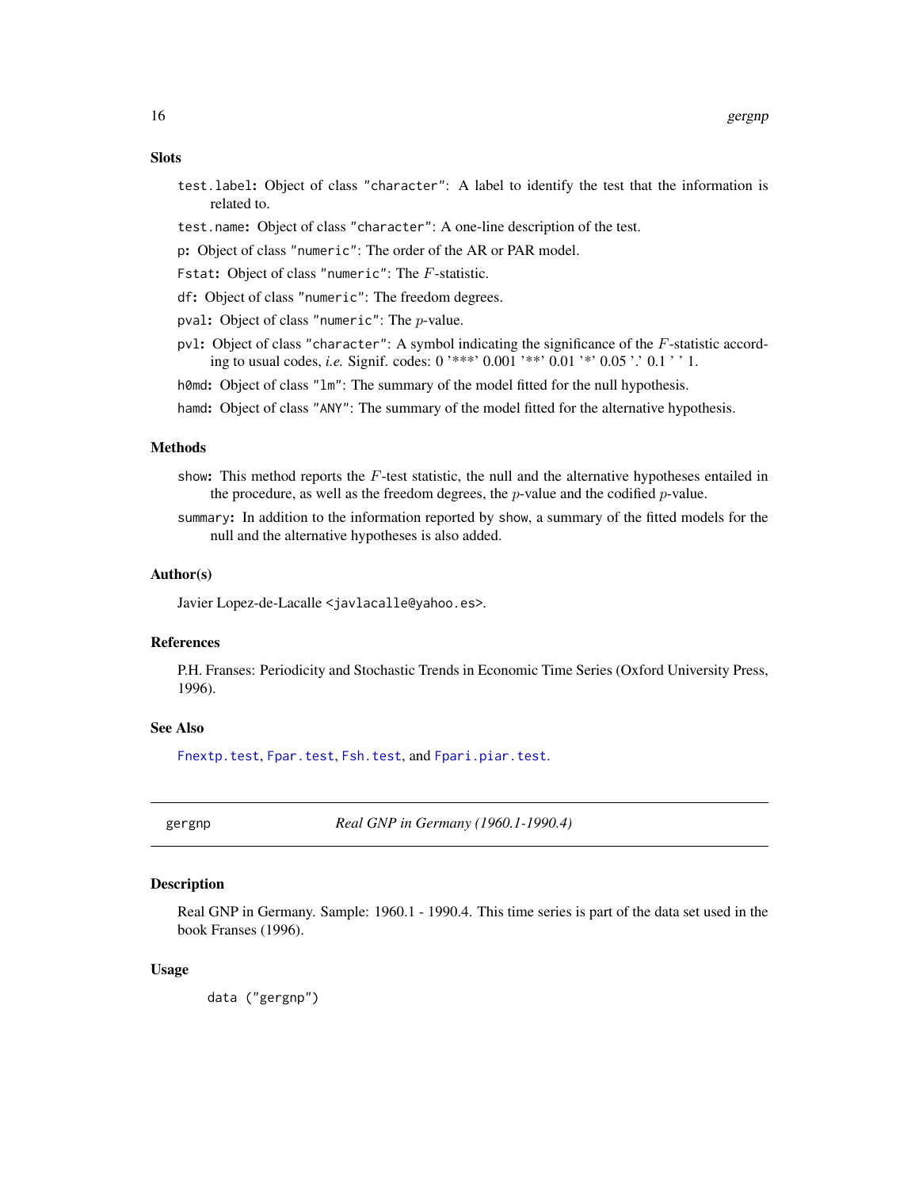## Slots

`test.label`: Object of class "character": A label to identify the test that the information is related to.

`test.name`: Object of class "character": A one-line description of the test.

`p`: Object of class "numeric": The order of the AR or PAR model.

`Fstat`: Object of class "numeric": The $F$-statistic.

`df`: Object of class "numeric": The freedom degrees.

`pval`: Object of class "numeric": The $p$-value.

`pvl`: Object of class "character": A symbol indicating the significance of the $F$-statistic according to usual codes, *i.e.* Signif. codes: 0 '***' 0.001 '**' 0.01 '*' 0.05 '.' 0.1 ' ' 1.

`h0md`: Object of class "lm": The summary of the model fitted for the null hypothesis.

`hamd`: Object of class "ANY": The summary of the model fitted for the alternative hypothesis.

## Methods

`show`: This method reports the $F$-test statistic, the null and the alternative hypotheses entailed in the procedure, as well as the freedom degrees, the $p$-value and the codified $p$-value.

`summary`: In addition to the information reported by `show`, a summary of the fitted models for the null and the alternative hypotheses is also added.

## Author(s)

Javier Lopez-de-Lacalle <javlacalle@yahoo.es>.

## References

P.H. Franses: Periodicity and Stochastic Trends in Economic Time Series (Oxford University Press, 1996).

## See Also

`Fnextp.test`, `Fpar.test`, `Fsh.test`, and `Fpari.piar.test`.

---

# gergnp *Real GNP in Germany (1960.1-1990.4)*

## Description

Real GNP in Germany. Sample: 1960.1 - 1990.4. This time series is part of the data set used in the book Franses (1996).

## Usage

```
data ("gergnp")
```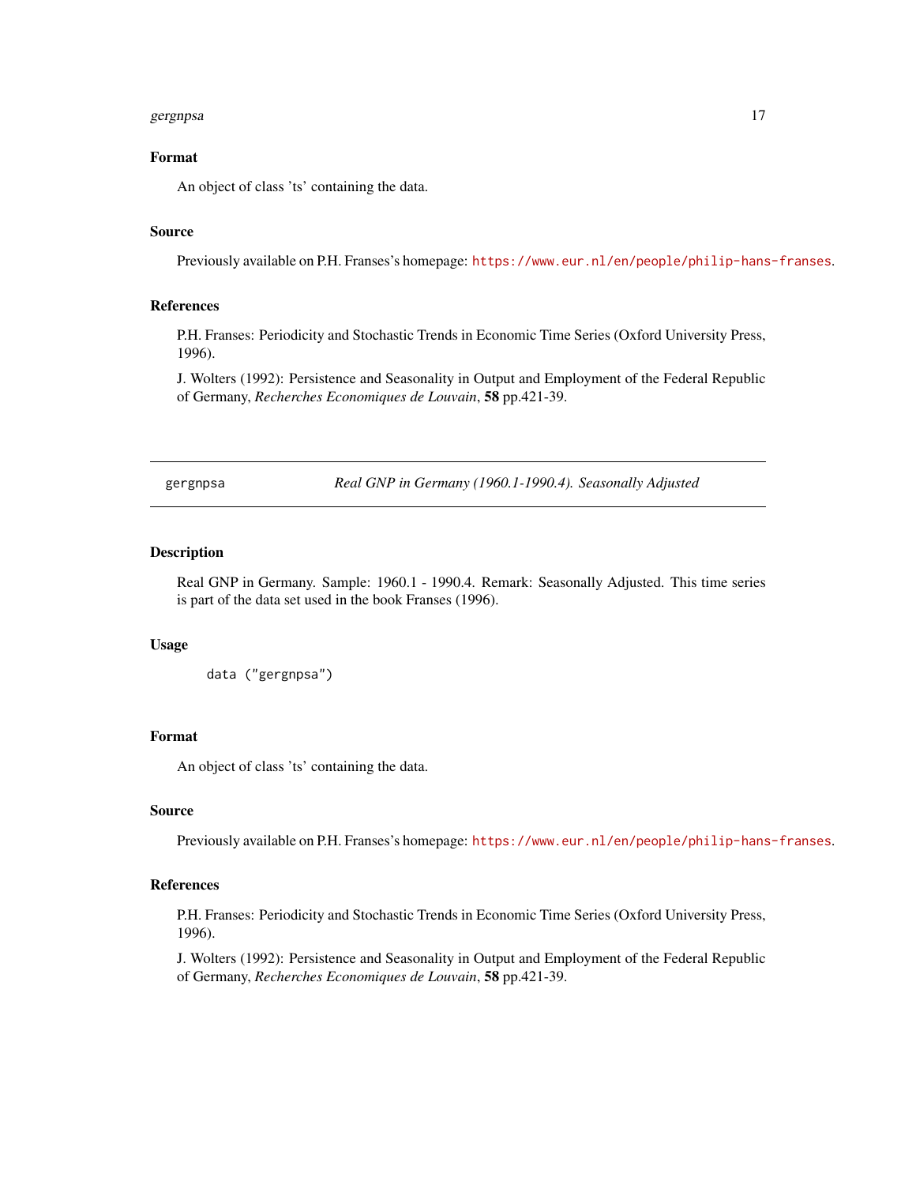### Format

An object of class 'ts' containing the data.

### Source

Previously available on P.H. Franses's homepage: https://www.eur.nl/en/people/philip-hans-franses.

### References

P.H. Franses: Periodicity and Stochastic Trends in Economic Time Series (Oxford University Press, 1996).

J. Wolters (1992): Persistence and Seasonality in Output and Employment of the Federal Republic of Germany, *Recherches Economiques de Louvain*, **58** pp.421-39.

---

## gergnpsa — *Real GNP in Germany (1960.1-1990.4). Seasonally Adjusted*

### Description

Real GNP in Germany. Sample: 1960.1 - 1990.4. Remark: Seasonally Adjusted. This time series is part of the data set used in the book Franses (1996).

### Usage

```
data ("gergnpsa")
```

### Format

An object of class 'ts' containing the data.

### Source

Previously available on P.H. Franses's homepage: https://www.eur.nl/en/people/philip-hans-franses.

### References

P.H. Franses: Periodicity and Stochastic Trends in Economic Time Series (Oxford University Press, 1996).

J. Wolters (1992): Persistence and Seasonality in Output and Employment of the Federal Republic of Germany, *Recherches Economiques de Louvain*, **58** pp.421-39.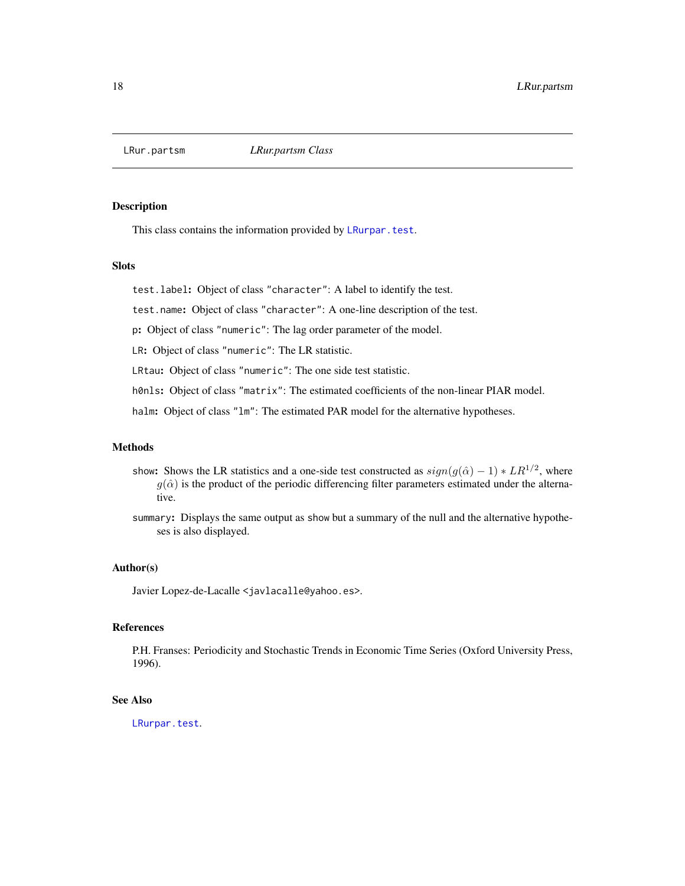# LRur.partsm — *LRur.partsm Class*

## Description

This class contains the information provided by `LRurpar.test`.

## Slots

`test.label`: Object of class `"character"`: A label to identify the test.

`test.name`: Object of class `"character"`: A one-line description of the test.

`p`: Object of class `"numeric"`: The lag order parameter of the model.

`LR`: Object of class `"numeric"`: The LR statistic.

`LRtau`: Object of class `"numeric"`: The one side test statistic.

`h0nls`: Object of class `"matrix"`: The estimated coefficients of the non-linear PIAR model.

`halm`: Object of class `"lm"`: The estimated PAR model for the alternative hypotheses.

## Methods

`show`: Shows the LR statistics and a one-side test constructed as $sign(g(\hat{\alpha}) - 1) * LR^{1/2}$, where $g(\hat{\alpha})$ is the product of the periodic differencing filter parameters estimated under the alternative.

`summary`: Displays the same output as `show` but a summary of the null and the alternative hypotheses is also displayed.

## Author(s)

Javier Lopez-de-Lacalle <`javlacalle@yahoo.es`>.

## References

P.H. Franses: Periodicity and Stochastic Trends in Economic Time Series (Oxford University Press, 1996).

## See Also

`LRurpar.test`.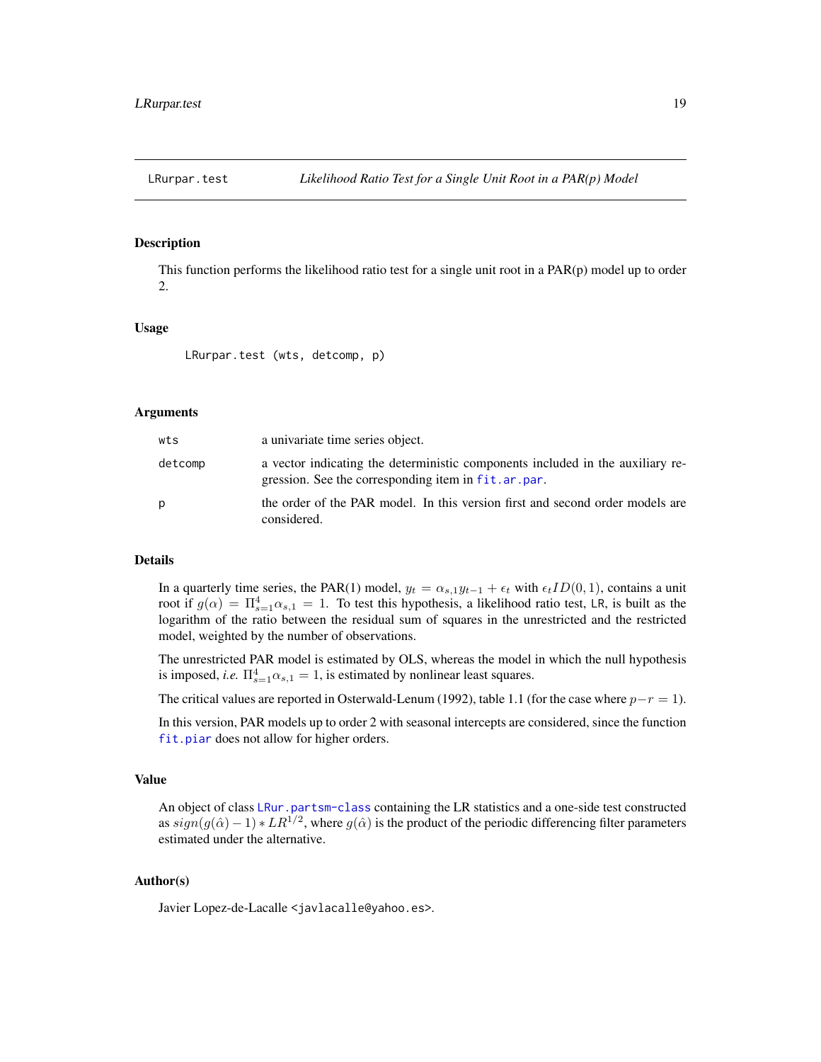## LRurpar.test — *Likelihood Ratio Test for a Single Unit Root in a PAR(p) Model*

### Description

This function performs the likelihood ratio test for a single unit root in a PAR(p) model up to order 2.

### Usage

```
LRurpar.test (wts, detcomp, p)
```

### Arguments

| | |
|---|---|
| `wts` | a univariate time series object. |
| `detcomp` | a vector indicating the deterministic components included in the auxiliary regression. See the corresponding item in `fit.ar.par`. |
| `p` | the order of the PAR model. In this version first and second order models are considered. |

### Details

In a quarterly time series, the PAR(1) model, $y_t = \alpha_{s,1} y_{t-1} + \epsilon_t$ with $\epsilon_t ID(0,1)$, contains a unit root if $g(\alpha) = \Pi_{s=1}^{4} \alpha_{s,1} = 1$. To test this hypothesis, a likelihood ratio test, `LR`, is built as the logarithm of the ratio between the residual sum of squares in the unrestricted and the restricted model, weighted by the number of observations.

The unrestricted PAR model is estimated by OLS, whereas the model in which the null hypothesis is imposed, *i.e.* $\Pi_{s=1}^{4} \alpha_{s,1} = 1$, is estimated by nonlinear least squares.

The critical values are reported in Osterwald-Lenum (1992), table 1.1 (for the case where $p - r = 1$).

In this version, PAR models up to order 2 with seasonal intercepts are considered, since the function `fit.piar` does not allow for higher orders.

### Value

An object of class `LRur.partsm-class` containing the LR statistics and a one-side test constructed as $sign(g(\hat{\alpha}) - 1) * LR^{1/2}$, where $g(\hat{\alpha})$ is the product of the periodic differencing filter parameters estimated under the alternative.

### Author(s)

Javier Lopez-de-Lacalle <javlacalle@yahoo.es>.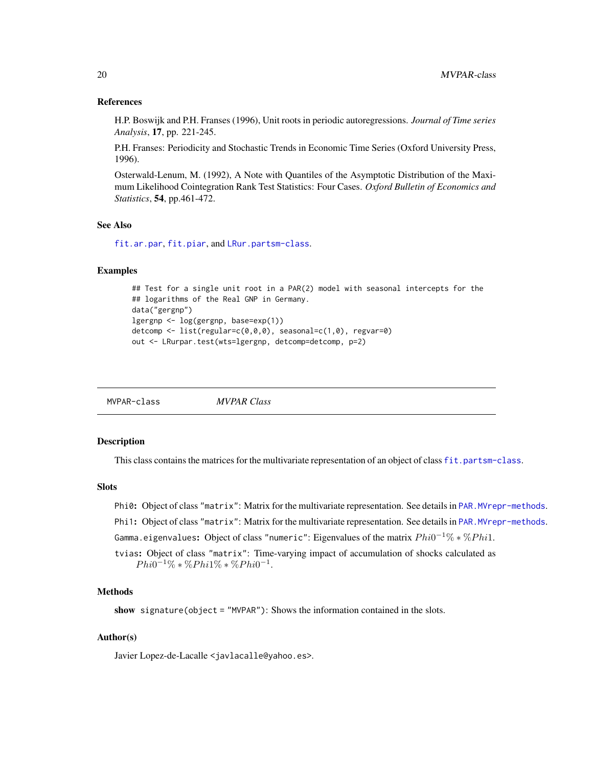### References

H.P. Boswijk and P.H. Franses (1996), Unit roots in periodic autoregressions. *Journal of Time series Analysis*, **17**, pp. 221-245.

P.H. Franses: Periodicity and Stochastic Trends in Economic Time Series (Oxford University Press, 1996).

Osterwald-Lenum, M. (1992), A Note with Quantiles of the Asymptotic Distribution of the Maximum Likelihood Cointegration Rank Test Statistics: Four Cases. *Oxford Bulletin of Economics and Statistics*, **54**, pp.461-472.

### See Also

`fit.ar.par`, `fit.piar`, and `LRur.partsm-class`.

### Examples

```
## Test for a single unit root in a PAR(2) model with seasonal intercepts for the
## logarithms of the Real GNP in Germany.
data("gergnp")
lgergnp <- log(gergnp, base=exp(1))
detcomp <- list(regular=c(0,0,0), seasonal=c(1,0), regvar=0)
out <- LRurpar.test(wts=lgergnp, detcomp=detcomp, p=2)
```

---

## MVPAR-class *MVPAR Class*

### Description

This class contains the matrices for the multivariate representation of an object of class `fit.partsm-class`.

### Slots

**Phi0:** Object of class "matrix": Matrix for the multivariate representation. See details in `PAR.MVrepr-methods`.

**Phi1:** Object of class "matrix": Matrix for the multivariate representation. See details in `PAR.MVrepr-methods`.

**Gamma.eigenvalues:** Object of class "numeric": Eigenvalues of the matrix $Phi0^{-1}\% * \%Phi1$.

**tvias:** Object of class "matrix": Time-varying impact of accumulation of shocks calculated as $Phi0^{-1}\% * \%Phi1\% * \%Phi0^{-1}$.

### Methods

**show** `signature(object = "MVPAR")`: Shows the information contained in the slots.

### Author(s)

Javier Lopez-de-Lacalle <javlacalle@yahoo.es>.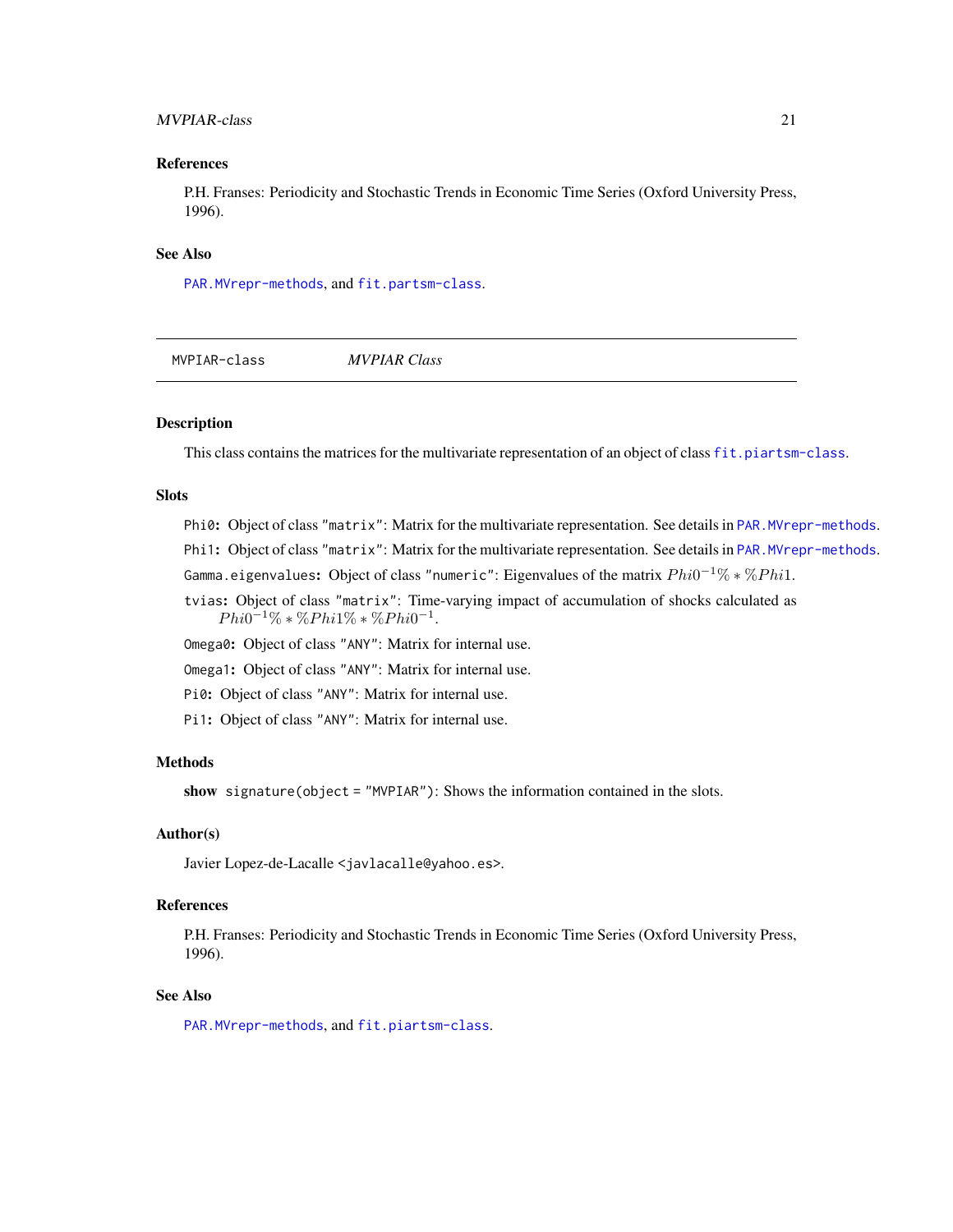### References

P.H. Franses: Periodicity and Stochastic Trends in Economic Time Series (Oxford University Press, 1996).

### See Also

`PAR.MVrepr-methods`, and `fit.partsm-class`.

---

## MVPIAR-class — *MVPIAR Class*

### Description

This class contains the matrices for the multivariate representation of an object of class `fit.piartsm-class`.

### Slots

`Phi0`: Object of class `"matrix"`: Matrix for the multivariate representation. See details in `PAR.MVrepr-methods`.

`Phi1`: Object of class `"matrix"`: Matrix for the multivariate representation. See details in `PAR.MVrepr-methods`.

`Gamma.eigenvalues`: Object of class `"numeric"`: Eigenvalues of the matrix $Phi0^{-1}\% * \%Phi1$.

`tvias`: Object of class `"matrix"`: Time-varying impact of accumulation of shocks calculated as $Phi0^{-1}\% * \%Phi1\% * \%Phi0^{-1}$.

`Omega0`: Object of class `"ANY"`: Matrix for internal use.

`Omega1`: Object of class `"ANY"`: Matrix for internal use.

`Pi0`: Object of class `"ANY"`: Matrix for internal use.

`Pi1`: Object of class `"ANY"`: Matrix for internal use.

### Methods

**show** `signature(object = "MVPIAR")`: Shows the information contained in the slots.

### Author(s)

Javier Lopez-de-Lacalle <`javlacalle@yahoo.es`>.

### References

P.H. Franses: Periodicity and Stochastic Trends in Economic Time Series (Oxford University Press, 1996).

### See Also

`PAR.MVrepr-methods`, and `fit.piartsm-class`.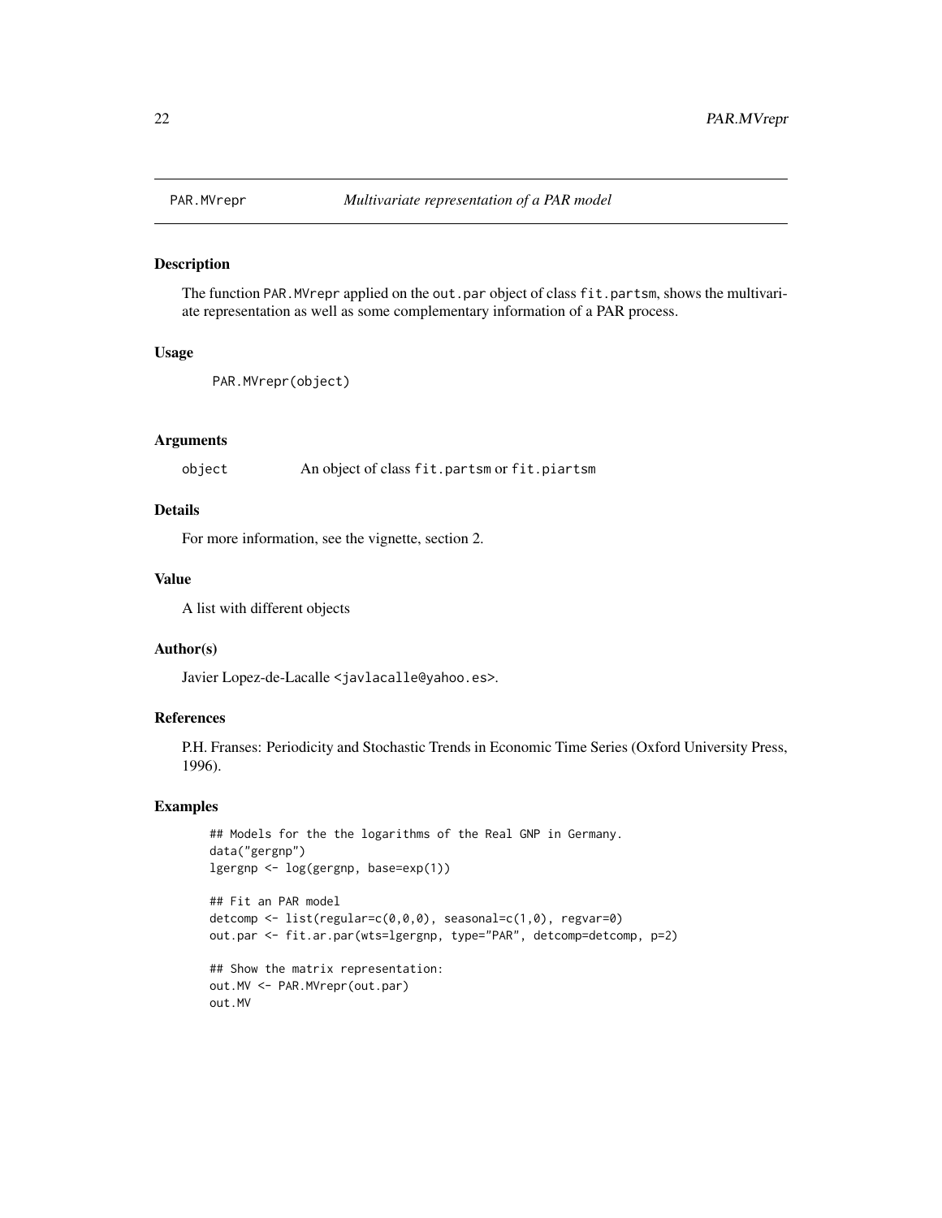# PAR.MVrepr — *Multivariate representation of a PAR model*

## Description

The function PAR.MVrepr applied on the out.par object of class fit.partsm, shows the multivariate representation as well as some complementary information of a PAR process.

## Usage

```
PAR.MVrepr(object)
```

## Arguments

| | |
|---|---|
| object | An object of class fit.partsm or fit.piartsm |

## Details

For more information, see the vignette, section 2.

## Value

A list with different objects

## Author(s)

Javier Lopez-de-Lacalle <javlacalle@yahoo.es>.

## References

P.H. Franses: Periodicity and Stochastic Trends in Economic Time Series (Oxford University Press, 1996).

## Examples

```
## Models for the the logarithms of the Real GNP in Germany.
data("gergnp")
lgergnp <- log(gergnp, base=exp(1))

## Fit an PAR model
detcomp <- list(regular=c(0,0,0), seasonal=c(1,0), regvar=0)
out.par <- fit.ar.par(wts=lgergnp, type="PAR", detcomp=detcomp, p=2)

## Show the matrix representation:
out.MV <- PAR.MVrepr(out.par)
out.MV
```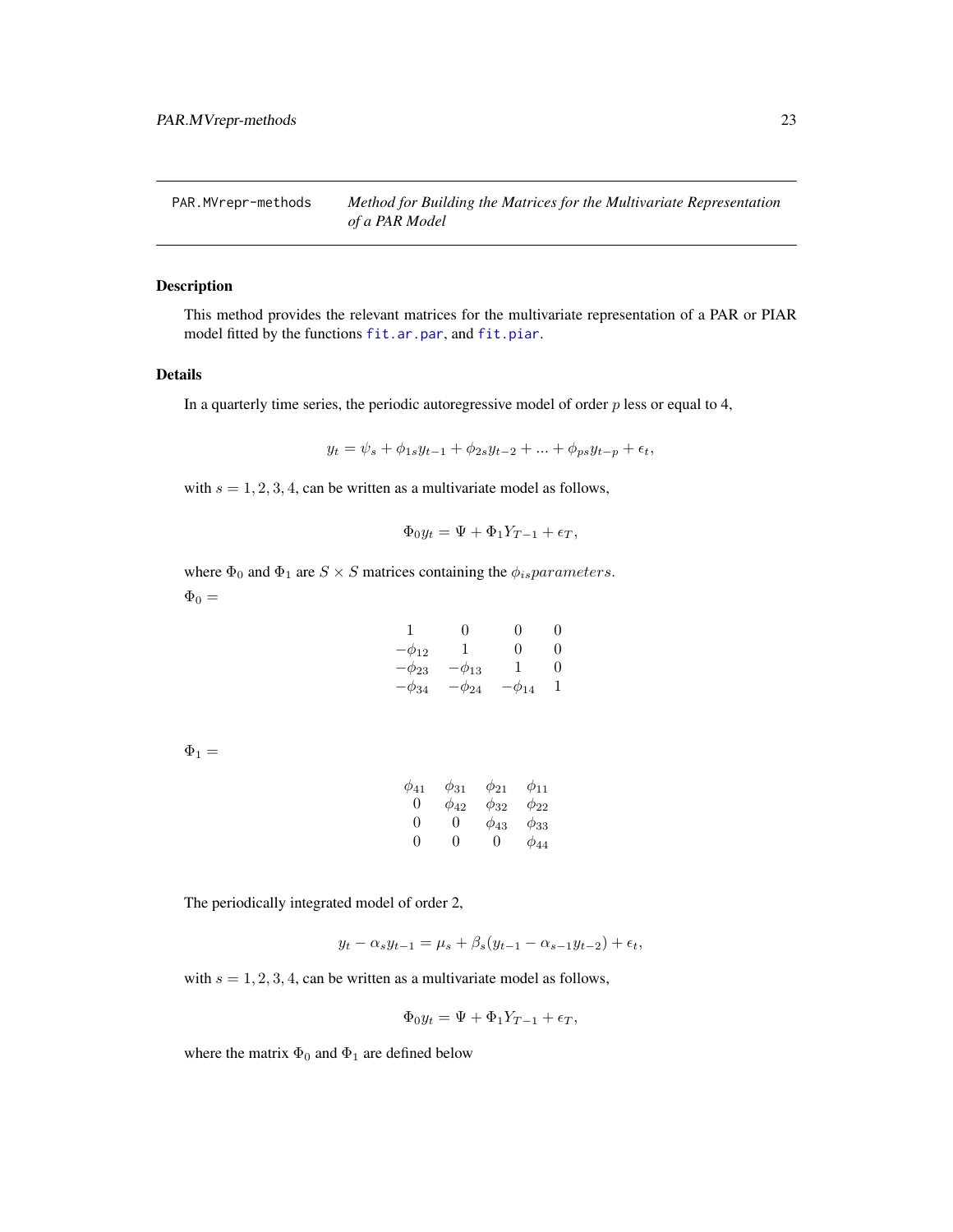PAR.MVrepr-methods *Method for Building the Matrices for the Multivariate Representation of a PAR Model*

## Description

This method provides the relevant matrices for the multivariate representation of a PAR or PIAR model fitted by the functions fit.ar.par, and fit.piar.

## Details

In a quarterly time series, the periodic autoregressive model of order $p$ less or equal to 4,

$$y_t = \psi_s + \phi_{1s} y_{t-1} + \phi_{2s} y_{t-2} + ... + \phi_{ps} y_{t-p} + \epsilon_t,$$

with $s = 1, 2, 3, 4$, can be written as a multivariate model as follows,

$$\Phi_0 y_t = \Psi + \Phi_1 Y_{T-1} + \epsilon_T,$$

where $\Phi_0$ and $\Phi_1$ are $S \times S$ matrices containing the $\phi_{is} parameters.$

$\Phi_0 =$

$$\begin{matrix} 1 & 0 & 0 & 0 \\ -\phi_{12} & 1 & 0 & 0 \\ -\phi_{23} & -\phi_{13} & 1 & 0 \\ -\phi_{34} & -\phi_{24} & -\phi_{14} & 1 \end{matrix}$$

$\Phi_1 =$

$$\begin{matrix} \phi_{41} & \phi_{31} & \phi_{21} & \phi_{11} \\ 0 & \phi_{42} & \phi_{32} & \phi_{22} \\ 0 & 0 & \phi_{43} & \phi_{33} \\ 0 & 0 & 0 & \phi_{44} \end{matrix}$$

The periodically integrated model of order 2,

$$y_t - \alpha_s y_{t-1} = \mu_s + \beta_s (y_{t-1} - \alpha_{s-1} y_{t-2}) + \epsilon_t,$$

with $s = 1, 2, 3, 4$, can be written as a multivariate model as follows,

$$\Phi_0 y_t = \Psi + \Phi_1 Y_{T-1} + \epsilon_T,$$

where the matrix $\Phi_0$ and $\Phi_1$ are defined below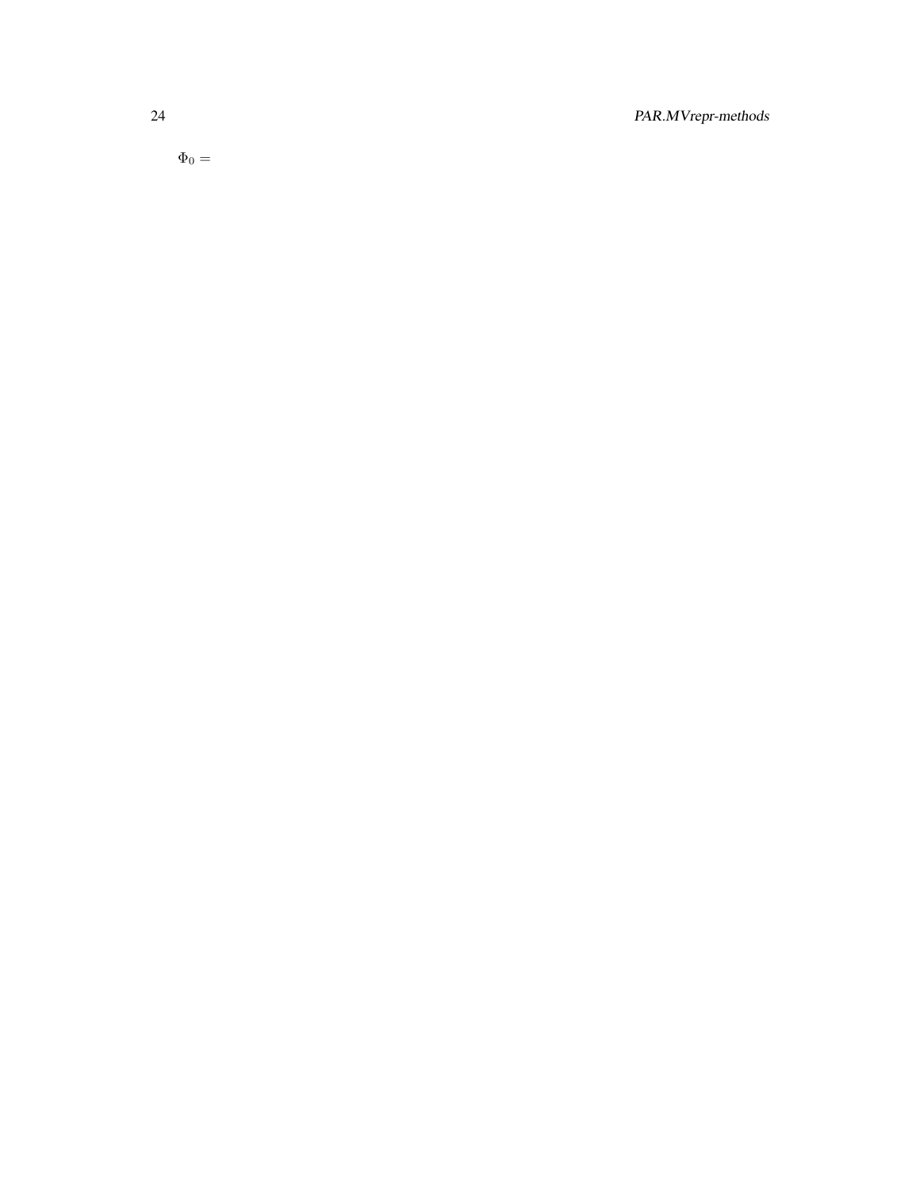$\Phi_0 =$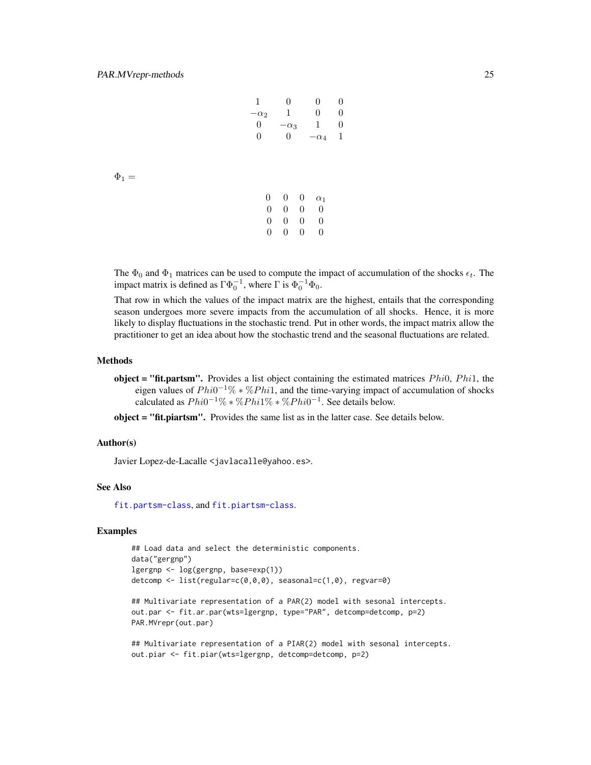$$
\begin{matrix}
1 & 0 & 0 & 0 \\
-\alpha_2 & 1 & 0 & 0 \\
0 & -\alpha_3 & 1 & 0 \\
0 & 0 & -\alpha_4 & 1
\end{matrix}
$$

$\Phi_1 =$

$$
\begin{matrix}
0 & 0 & 0 & \alpha_1 \\
0 & 0 & 0 & 0 \\
0 & 0 & 0 & 0 \\
0 & 0 & 0 & 0
\end{matrix}
$$

The $\Phi_0$ and $\Phi_1$ matrices can be used to compute the impact of accumulation of the shocks $\epsilon_t$. The impact matrix is defined as $\Gamma\Phi_0^{-1}$, where $\Gamma$ is $\Phi_0^{-1}\Phi_0$.

That row in which the values of the impact matrix are the highest, entails that the corresponding season undergoes more severe impacts from the accumulation of all shocks. Hence, it is more likely to display fluctuations in the stochastic trend. Put in other words, the impact matrix allow the practitioner to get an idea about how the stochastic trend and the seasonal fluctuations are related.

### Methods

**object = "fit.partsm".** Provides a list object containing the estimated matrices $Phi0$, $Phi1$, the eigen values of $Phi0^{-1}\% * \%Phi1$, and the time-varying impact of accumulation of shocks calculated as $Phi0^{-1}\% * \%Phi1\% * \%Phi0^{-1}$. See details below.

**object = "fit.piartsm".** Provides the same list as in the latter case. See details below.

### Author(s)

Javier Lopez-de-Lacalle <javlacalle@yahoo.es>.

### See Also

fit.partsm-class, and fit.piartsm-class.

### Examples

```
## Load data and select the deterministic components.
data("gergnp")
lgergnp <- log(gergnp, base=exp(1))
detcomp <- list(regular=c(0,0,0), seasonal=c(1,0), regvar=0)

## Multivariate representation of a PAR(2) model with sesonal intercepts.
out.par <- fit.ar.par(wts=lgergnp, type="PAR", detcomp=detcomp, p=2)
PAR.MVrepr(out.par)

## Multivariate representation of a PIAR(2) model with sesonal intercepts.
out.piar <- fit.piar(wts=lgergnp, detcomp=detcomp, p=2)
```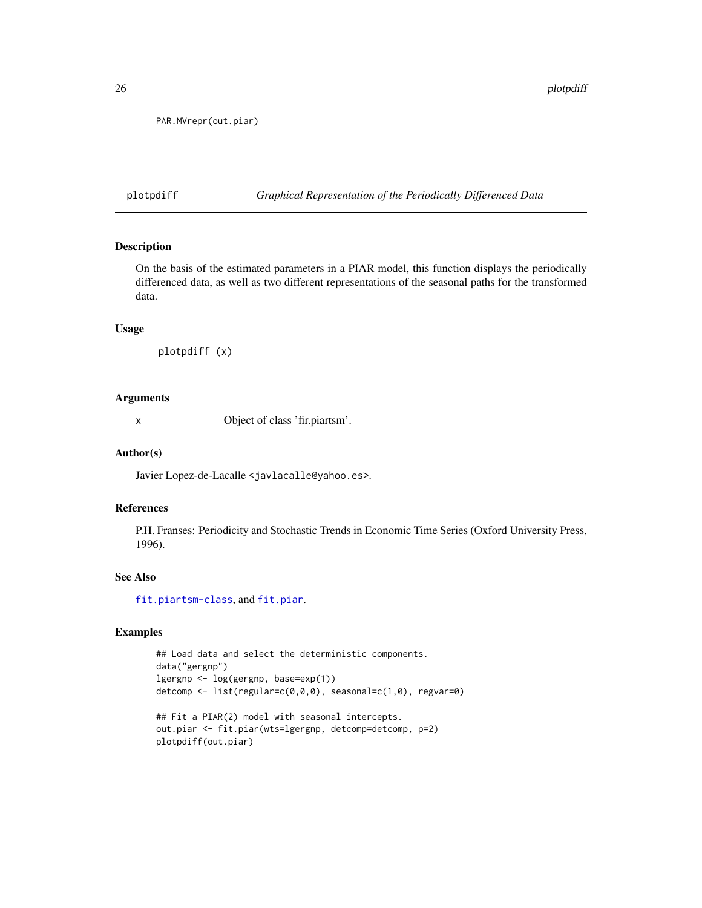```
PAR.MVrepr(out.piar)
```

## plotpdiff *Graphical Representation of the Periodically Differenced Data*

### Description

On the basis of the estimated parameters in a PIAR model, this function displays the periodically differenced data, as well as two different representations of the seasonal paths for the transformed data.

### Usage

```
plotpdiff (x)
```

### Arguments

| | |
|---|---|
| x | Object of class 'fir.piartsm'. |

### Author(s)

Javier Lopez-de-Lacalle <javlacalle@yahoo.es>.

### References

P.H. Franses: Periodicity and Stochastic Trends in Economic Time Series (Oxford University Press, 1996).

### See Also

fit.piartsm-class, and fit.piar.

### Examples

```
## Load data and select the deterministic components.
data("gergnp")
lgergnp <- log(gergnp, base=exp(1))
detcomp <- list(regular=c(0,0,0), seasonal=c(1,0), regvar=0)

## Fit a PIAR(2) model with seasonal intercepts.
out.piar <- fit.piar(wts=lgergnp, detcomp=detcomp, p=2)
plotpdiff(out.piar)
```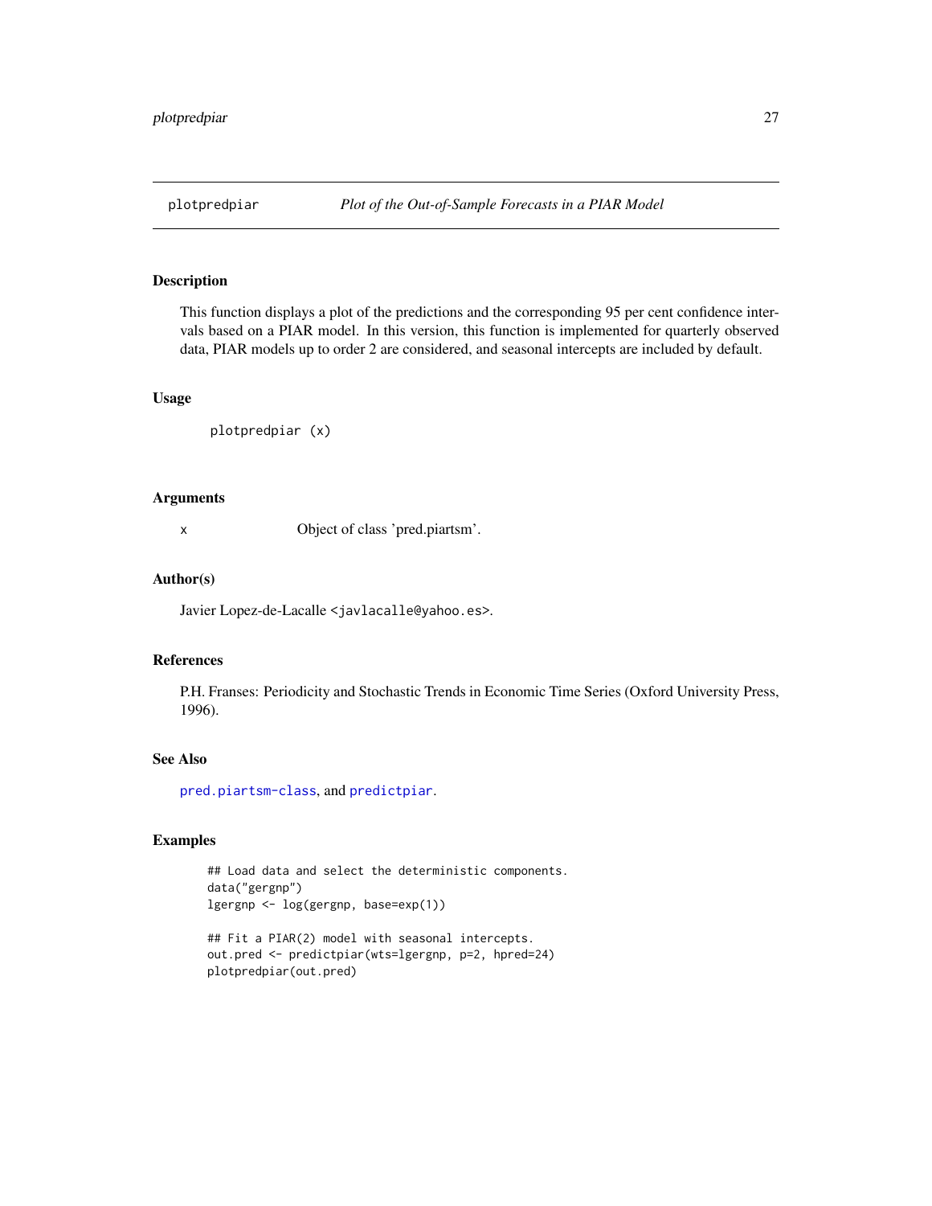# plotpredpiar — *Plot of the Out-of-Sample Forecasts in a PIAR Model*

## Description

This function displays a plot of the predictions and the corresponding 95 per cent confidence intervals based on a PIAR model. In this version, this function is implemented for quarterly observed data, PIAR models up to order 2 are considered, and seasonal intercepts are included by default.

## Usage

```
plotpredpiar (x)
```

## Arguments

| | |
|---|---|
| x | Object of class 'pred.piartsm'. |

## Author(s)

Javier Lopez-de-Lacalle <javlacalle@yahoo.es>.

## References

P.H. Franses: Periodicity and Stochastic Trends in Economic Time Series (Oxford University Press, 1996).

## See Also

pred.piartsm-class, and predictpiar.

## Examples

```
## Load data and select the deterministic components.
data("gergnp")
lgergnp <- log(gergnp, base=exp(1))

## Fit a PIAR(2) model with seasonal intercepts.
out.pred <- predictpiar(wts=lgergnp, p=2, hpred=24)
plotpredpiar(out.pred)
```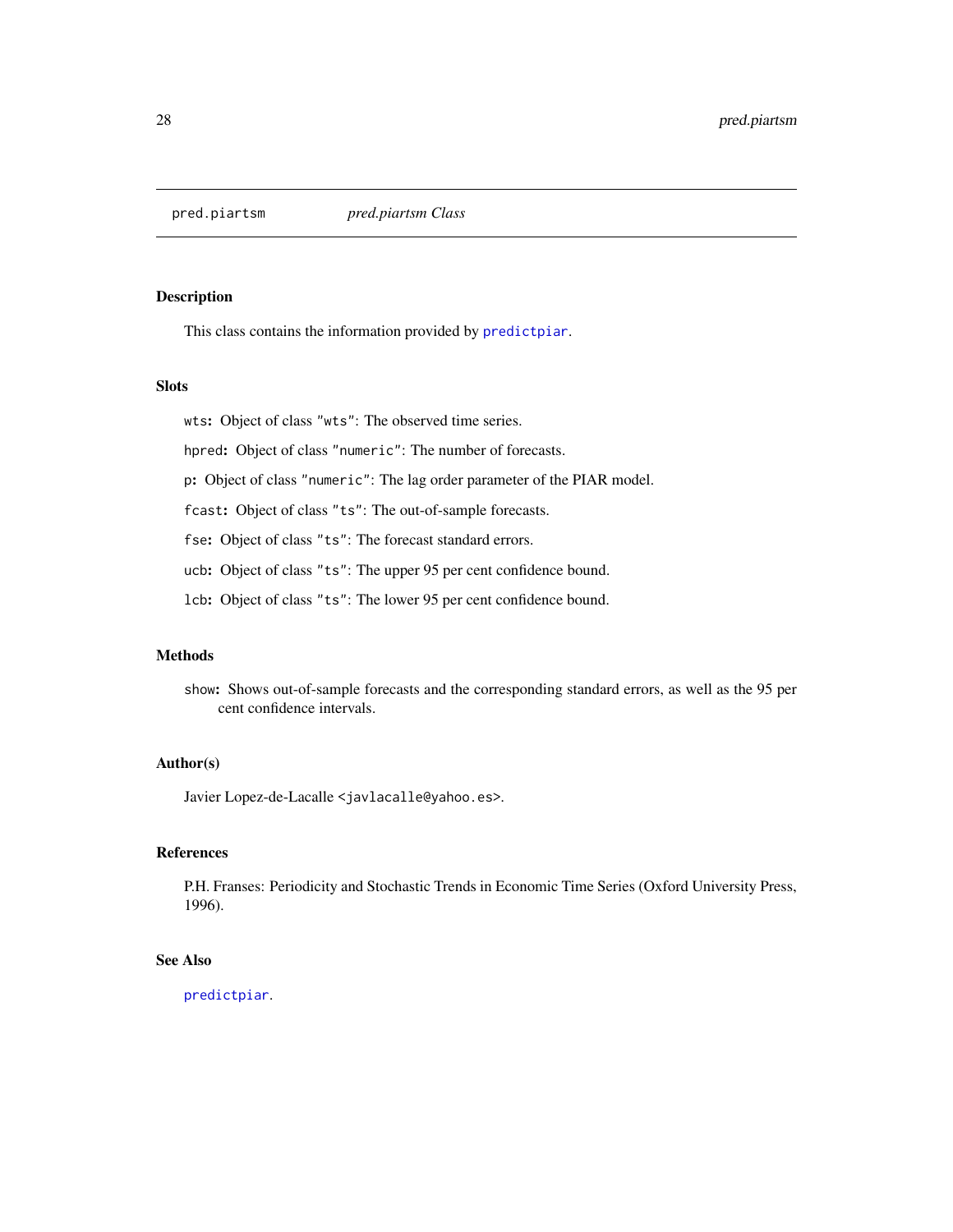pred.piartsm &nbsp;&nbsp;&nbsp;&nbsp; *pred.piartsm Class*

## Description

This class contains the information provided by `predictpiar`.

## Slots

- `wts`: Object of class `"wts"`: The observed time series.
- `hpred`: Object of class `"numeric"`: The number of forecasts.
- `p`: Object of class `"numeric"`: The lag order parameter of the PIAR model.
- `fcast`: Object of class `"ts"`: The out-of-sample forecasts.
- `fse`: Object of class `"ts"`: The forecast standard errors.
- `ucb`: Object of class `"ts"`: The upper 95 per cent confidence bound.
- `lcb`: Object of class `"ts"`: The lower 95 per cent confidence bound.

## Methods

- `show`: Shows out-of-sample forecasts and the corresponding standard errors, as well as the 95 per cent confidence intervals.

## Author(s)

Javier Lopez-de-Lacalle <javlacalle@yahoo.es>.

## References

P.H. Franses: Periodicity and Stochastic Trends in Economic Time Series (Oxford University Press, 1996).

## See Also

`predictpiar`.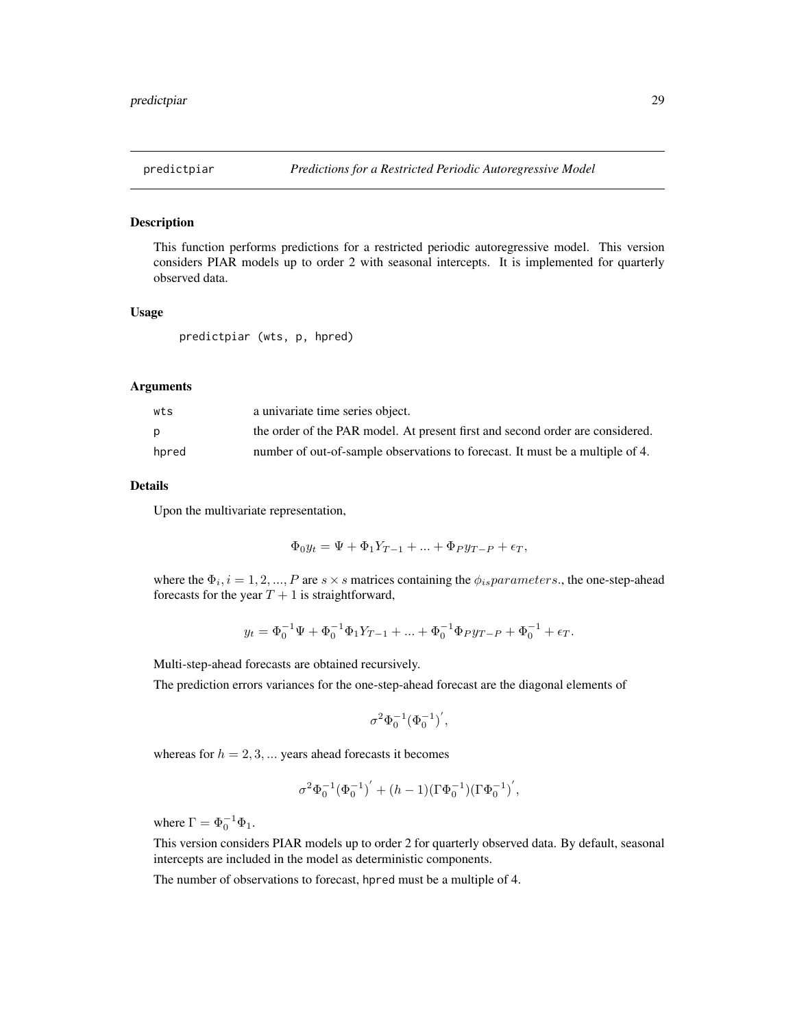## predictpiar — *Predictions for a Restricted Periodic Autoregressive Model*

### Description

This function performs predictions for a restricted periodic autoregressive model. This version considers PIAR models up to order 2 with seasonal intercepts. It is implemented for quarterly observed data.

### Usage

```
predictpiar (wts, p, hpred)
```

### Arguments

| | |
|---|---|
| wts | a univariate time series object. |
| p | the order of the PAR model. At present first and second order are considered. |
| hpred | number of out-of-sample observations to forecast. It must be a multiple of 4. |

### Details

Upon the multivariate representation,

$$\Phi_0 y_t = \Psi + \Phi_1 Y_{T-1} + ... + \Phi_P y_{T-P} + \epsilon_T,$$

where the $\Phi_i, i = 1, 2, ..., P$ are $s \times s$ matrices containing the $\phi_{is} parameters.$, the one-step-ahead forecasts for the year $T + 1$ is straightforward,

$$y_t = \Phi_0^{-1}\Psi + \Phi_0^{-1}\Phi_1 Y_{T-1} + ... + \Phi_0^{-1}\Phi_P y_{T-P} + \Phi_0^{-1} + \epsilon_T.$$

Multi-step-ahead forecasts are obtained recursively.

The prediction errors variances for the one-step-ahead forecast are the diagonal elements of

$$\sigma^2 \Phi_0^{-1} (\Phi_0^{-1})',$$

whereas for $h = 2, 3, ...$ years ahead forecasts it becomes

$$\sigma^2 \Phi_0^{-1} (\Phi_0^{-1})' + (h - 1)(\Gamma \Phi_0^{-1})(\Gamma \Phi_0^{-1})',$$

where $\Gamma = \Phi_0^{-1}\Phi_1$.

This version considers PIAR models up to order 2 for quarterly observed data. By default, seasonal intercepts are included in the model as deterministic components.

The number of observations to forecast, hpred must be a multiple of 4.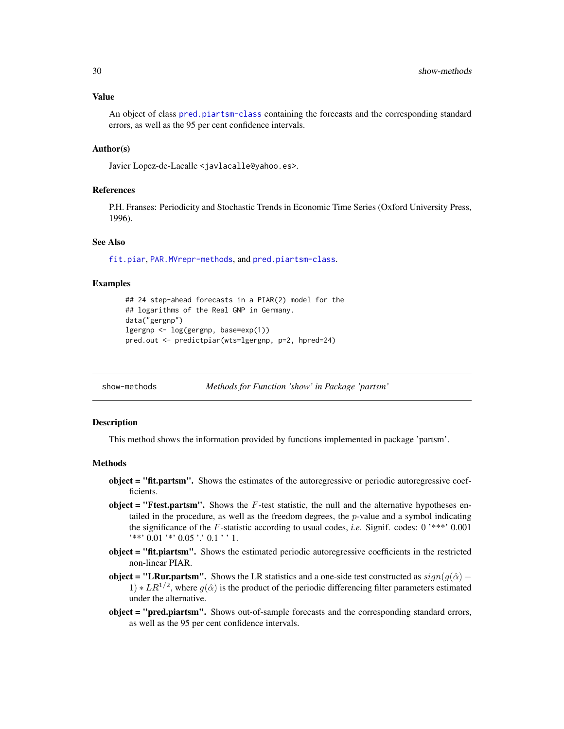## Value

An object of class `pred.piartsm-class` containing the forecasts and the corresponding standard errors, as well as the 95 per cent confidence intervals.

## Author(s)

Javier Lopez-de-Lacalle <javlacalle@yahoo.es>.

## References

P.H. Franses: Periodicity and Stochastic Trends in Economic Time Series (Oxford University Press, 1996).

## See Also

`fit.piar`, `PAR.MVrepr-methods`, and `pred.piartsm-class`.

## Examples

```
## 24 step-ahead forecasts in a PIAR(2) model for the
## logarithms of the Real GNP in Germany.
data("gergnp")
lgergnp <- log(gergnp, base=exp(1))
pred.out <- predictpiar(wts=lgergnp, p=2, hpred=24)
```

---

# show-methods — *Methods for Function 'show' in Package 'partsm'*

## Description

This method shows the information provided by functions implemented in package 'partsm'.

## Methods

**object = "fit.partsm".** Shows the estimates of the autoregressive or periodic autoregressive coefficients.

**object = "Ftest.partsm".** Shows the $F$-test statistic, the null and the alternative hypotheses entailed in the procedure, as well as the freedom degrees, the $p$-value and a symbol indicating the significance of the $F$-statistic according to usual codes, *i.e.* Signif. codes: 0 '***' 0.001 '**' 0.01 '*' 0.05 '.' 0.1 ' ' 1.

**object = "fit.piartsm".** Shows the estimated periodic autoregressive coefficients in the restricted non-linear PIAR.

**object = "LRur.partsm".** Shows the LR statistics and a one-side test constructed as $sign(g(\hat{\alpha}) - 1) * LR^{1/2}$, where $g(\hat{\alpha})$ is the product of the periodic differencing filter parameters estimated under the alternative.

**object = "pred.piartsm".** Shows out-of-sample forecasts and the corresponding standard errors, as well as the 95 per cent confidence intervals.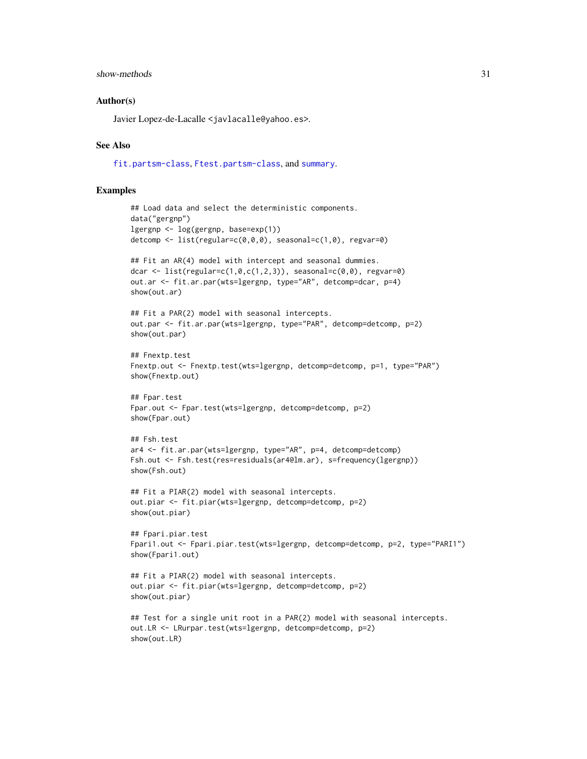## Author(s)

Javier Lopez-de-Lacalle <javlacalle@yahoo.es>.

## See Also

fit.partsm-class, Ftest.partsm-class, and summary.

## Examples

```
## Load data and select the deterministic components.
data("gergnp")
lgergnp <- log(gergnp, base=exp(1))
detcomp <- list(regular=c(0,0,0), seasonal=c(1,0), regvar=0)

## Fit an AR(4) model with intercept and seasonal dummies.
dcar <- list(regular=c(1,0,c(1,2,3)), seasonal=c(0,0), regvar=0)
out.ar <- fit.ar.par(wts=lgergnp, type="AR", detcomp=dcar, p=4)
show(out.ar)

## Fit a PAR(2) model with seasonal intercepts.
out.par <- fit.ar.par(wts=lgergnp, type="PAR", detcomp=detcomp, p=2)
show(out.par)

## Fnextp.test
Fnextp.out <- Fnextp.test(wts=lgergnp, detcomp=detcomp, p=1, type="PAR")
show(Fnextp.out)

## Fpar.test
Fpar.out <- Fpar.test(wts=lgergnp, detcomp=detcomp, p=2)
show(Fpar.out)

## Fsh.test
ar4 <- fit.ar.par(wts=lgergnp, type="AR", p=4, detcomp=detcomp)
Fsh.out <- Fsh.test(res=residuals(ar4@lm.ar), s=frequency(lgergnp))
show(Fsh.out)

## Fit a PIAR(2) model with seasonal intercepts.
out.piar <- fit.piar(wts=lgergnp, detcomp=detcomp, p=2)
show(out.piar)

## Fpari.piar.test
Fpari1.out <- Fpari.piar.test(wts=lgergnp, detcomp=detcomp, p=2, type="PARI1")
show(Fpari1.out)

## Fit a PIAR(2) model with seasonal intercepts.
out.piar <- fit.piar(wts=lgergnp, detcomp=detcomp, p=2)
show(out.piar)

## Test for a single unit root in a PAR(2) model with seasonal intercepts.
out.LR <- LRurpar.test(wts=lgergnp, detcomp=detcomp, p=2)
show(out.LR)
```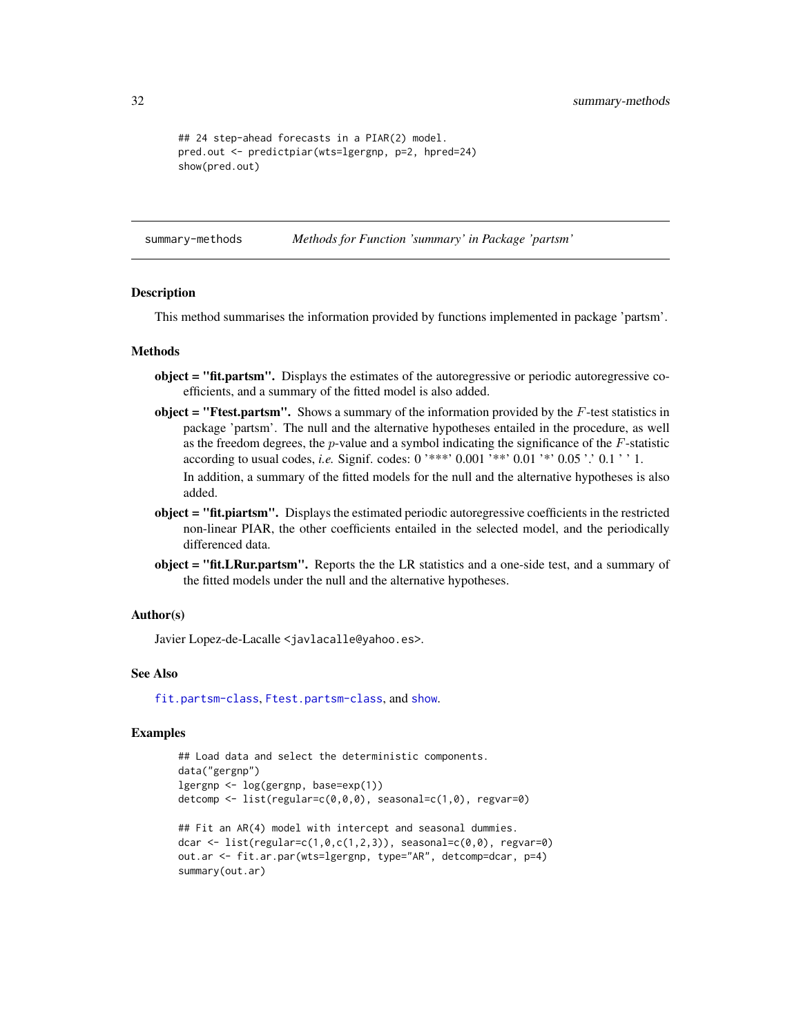```
## 24 step-ahead forecasts in a PIAR(2) model.
pred.out <- predictpiar(wts=lgergnp, p=2, hpred=24)
show(pred.out)
```

## summary-methods — *Methods for Function 'summary' in Package 'partsm'*

### Description

This method summarises the information provided by functions implemented in package 'partsm'.

### Methods

- **object = "fit.partsm".** Displays the estimates of the autoregressive or periodic autoregressive coefficients, and a summary of the fitted model is also added.
- **object = "Ftest.partsm".** Shows a summary of the information provided by the $F$-test statistics in package 'partsm'. The null and the alternative hypotheses entailed in the procedure, as well as the freedom degrees, the $p$-value and a symbol indicating the significance of the $F$-statistic according to usual codes, *i.e.* Signif. codes: 0 '***' 0.001 '**' 0.01 '*' 0.05 '.' 0.1 ' ' 1.

  In addition, a summary of the fitted models for the null and the alternative hypotheses is also added.
- **object = "fit.piartsm".** Displays the estimated periodic autoregressive coefficients in the restricted non-linear PIAR, the other coefficients entailed in the selected model, and the periodically differenced data.
- **object = "fit.LRur.partsm".** Reports the the LR statistics and a one-side test, and a summary of the fitted models under the null and the alternative hypotheses.

### Author(s)

Javier Lopez-de-Lacalle <javlacalle@yahoo.es>.

### See Also

fit.partsm-class, Ftest.partsm-class, and show.

### Examples

```
## Load data and select the deterministic components.
data("gergnp")
lgergnp <- log(gergnp, base=exp(1))
detcomp <- list(regular=c(0,0,0), seasonal=c(1,0), regvar=0)

## Fit an AR(4) model with intercept and seasonal dummies.
dcar <- list(regular=c(1,0,c(1,2,3)), seasonal=c(0,0), regvar=0)
out.ar <- fit.ar.par(wts=lgergnp, type="AR", detcomp=dcar, p=4)
summary(out.ar)
```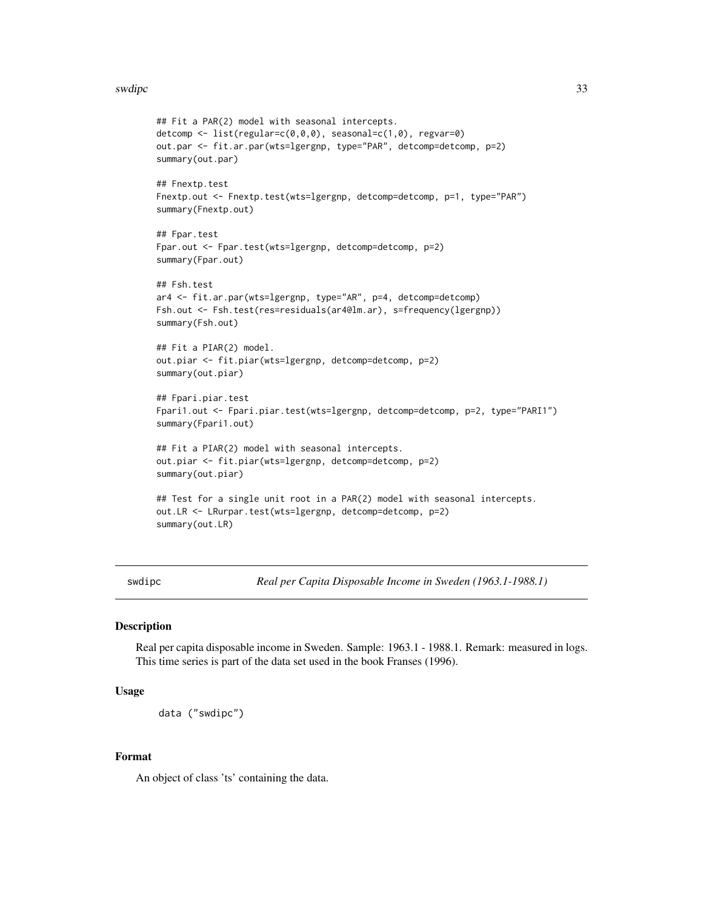```
## Fit a PAR(2) model with seasonal intercepts.
detcomp <- list(regular=c(0,0,0), seasonal=c(1,0), regvar=0)
out.par <- fit.ar.par(wts=lgergnp, type="PAR", detcomp=detcomp, p=2)
summary(out.par)

## Fnextp.test
Fnextp.out <- Fnextp.test(wts=lgergnp, detcomp=detcomp, p=1, type="PAR")
summary(Fnextp.out)

## Fpar.test
Fpar.out <- Fpar.test(wts=lgergnp, detcomp=detcomp, p=2)
summary(Fpar.out)

## Fsh.test
ar4 <- fit.ar.par(wts=lgergnp, type="AR", p=4, detcomp=detcomp)
Fsh.out <- Fsh.test(res=residuals(ar4@lm.ar), s=frequency(lgergnp))
summary(Fsh.out)

## Fit a PIAR(2) model.
out.piar <- fit.piar(wts=lgergnp, detcomp=detcomp, p=2)
summary(out.piar)

## Fpari.piar.test
Fpari1.out <- Fpari.piar.test(wts=lgergnp, detcomp=detcomp, p=2, type="PARI1")
summary(Fpari1.out)

## Fit a PIAR(2) model with seasonal intercepts.
out.piar <- fit.piar(wts=lgergnp, detcomp=detcomp, p=2)
summary(out.piar)

## Test for a single unit root in a PAR(2) model with seasonal intercepts.
out.LR <- LRurpar.test(wts=lgergnp, detcomp=detcomp, p=2)
summary(out.LR)
```

---

# swdipc — *Real per Capita Disposable Income in Sweden (1963.1-1988.1)*

## Description

Real per capita disposable income in Sweden. Sample: 1963.1 - 1988.1. Remark: measured in logs. This time series is part of the data set used in the book Franses (1996).

## Usage

```
data ("swdipc")
```

## Format

An object of class 'ts' containing the data.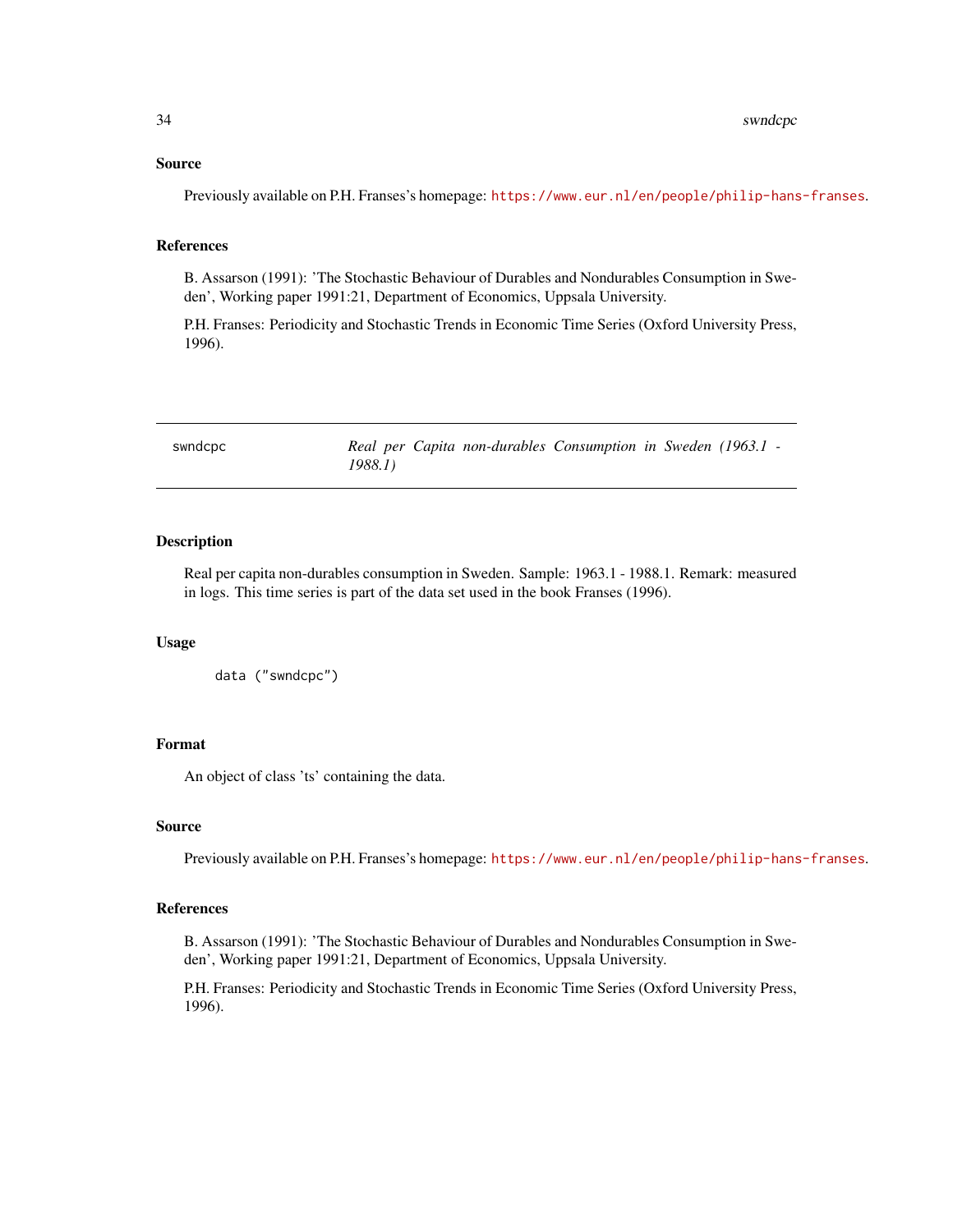### Source

Previously available on P.H. Franses's homepage: https://www.eur.nl/en/people/philip-hans-franses.

### References

B. Assarson (1991): 'The Stochastic Behaviour of Durables and Nondurables Consumption in Sweden', Working paper 1991:21, Department of Economics, Uppsala University.

P.H. Franses: Periodicity and Stochastic Trends in Economic Time Series (Oxford University Press, 1996).

---

## swndcpc — *Real per Capita non-durables Consumption in Sweden (1963.1 - 1988.1)*

---

### Description

Real per capita non-durables consumption in Sweden. Sample: 1963.1 - 1988.1. Remark: measured in logs. This time series is part of the data set used in the book Franses (1996).

### Usage

```
data ("swndcpc")
```

### Format

An object of class 'ts' containing the data.

### Source

Previously available on P.H. Franses's homepage: https://www.eur.nl/en/people/philip-hans-franses.

### References

B. Assarson (1991): 'The Stochastic Behaviour of Durables and Nondurables Consumption in Sweden', Working paper 1991:21, Department of Economics, Uppsala University.

P.H. Franses: Periodicity and Stochastic Trends in Economic Time Series (Oxford University Press, 1996).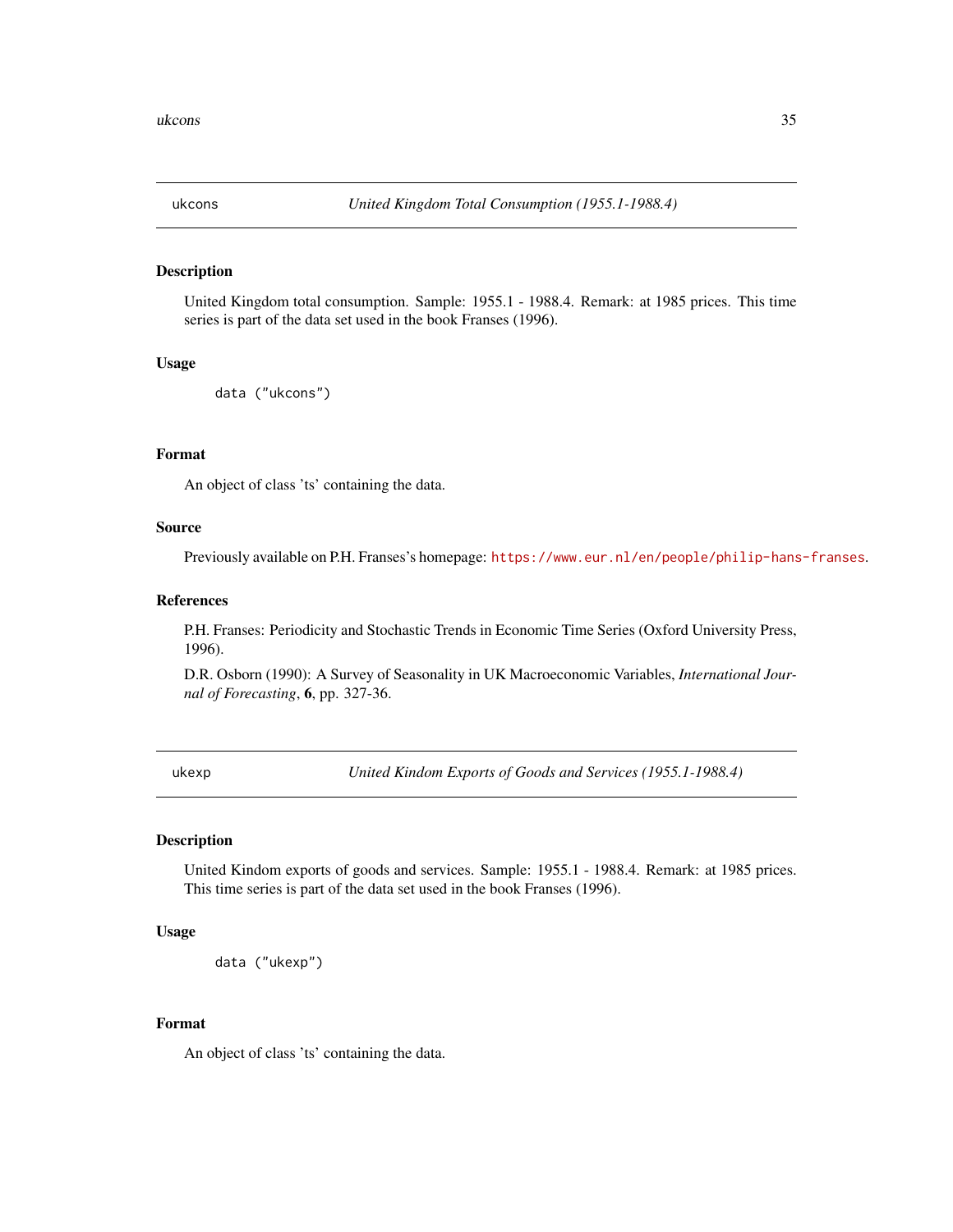## ukcons — *United Kingdom Total Consumption (1955.1-1988.4)*

### Description

United Kingdom total consumption. Sample: 1955.1 - 1988.4. Remark: at 1985 prices. This time series is part of the data set used in the book Franses (1996).

### Usage

```
data ("ukcons")
```

### Format

An object of class 'ts' containing the data.

### Source

Previously available on P.H. Franses's homepage: https://www.eur.nl/en/people/philip-hans-franses.

### References

P.H. Franses: Periodicity and Stochastic Trends in Economic Time Series (Oxford University Press, 1996).

D.R. Osborn (1990): A Survey of Seasonality in UK Macroeconomic Variables, *International Journal of Forecasting*, **6**, pp. 327-36.

## ukexp — *United Kindom Exports of Goods and Services (1955.1-1988.4)*

### Description

United Kindom exports of goods and services. Sample: 1955.1 - 1988.4. Remark: at 1985 prices. This time series is part of the data set used in the book Franses (1996).

### Usage

```
data ("ukexp")
```

### Format

An object of class 'ts' containing the data.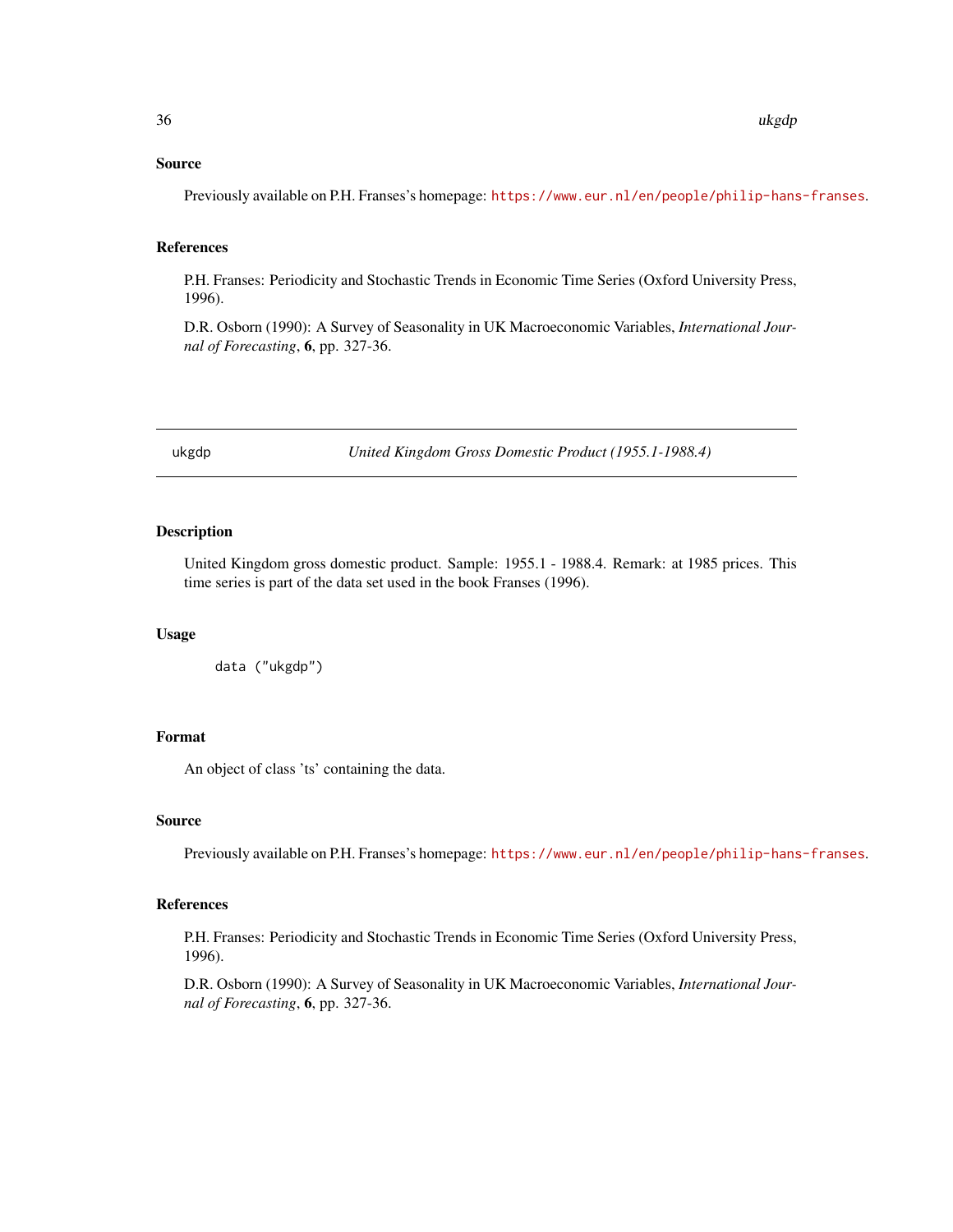### Source

Previously available on P.H. Franses's homepage: https://www.eur.nl/en/people/philip-hans-franses.

### References

P.H. Franses: Periodicity and Stochastic Trends in Economic Time Series (Oxford University Press, 1996).

D.R. Osborn (1990): A Survey of Seasonality in UK Macroeconomic Variables, *International Journal of Forecasting*, **6**, pp. 327-36.

---

## ukgdp — *United Kingdom Gross Domestic Product (1955.1-1988.4)*

---

### Description

United Kingdom gross domestic product. Sample: 1955.1 - 1988.4. Remark: at 1985 prices. This time series is part of the data set used in the book Franses (1996).

### Usage

```
data ("ukgdp")
```

### Format

An object of class 'ts' containing the data.

### Source

Previously available on P.H. Franses's homepage: https://www.eur.nl/en/people/philip-hans-franses.

### References

P.H. Franses: Periodicity and Stochastic Trends in Economic Time Series (Oxford University Press, 1996).

D.R. Osborn (1990): A Survey of Seasonality in UK Macroeconomic Variables, *International Journal of Forecasting*, **6**, pp. 327-36.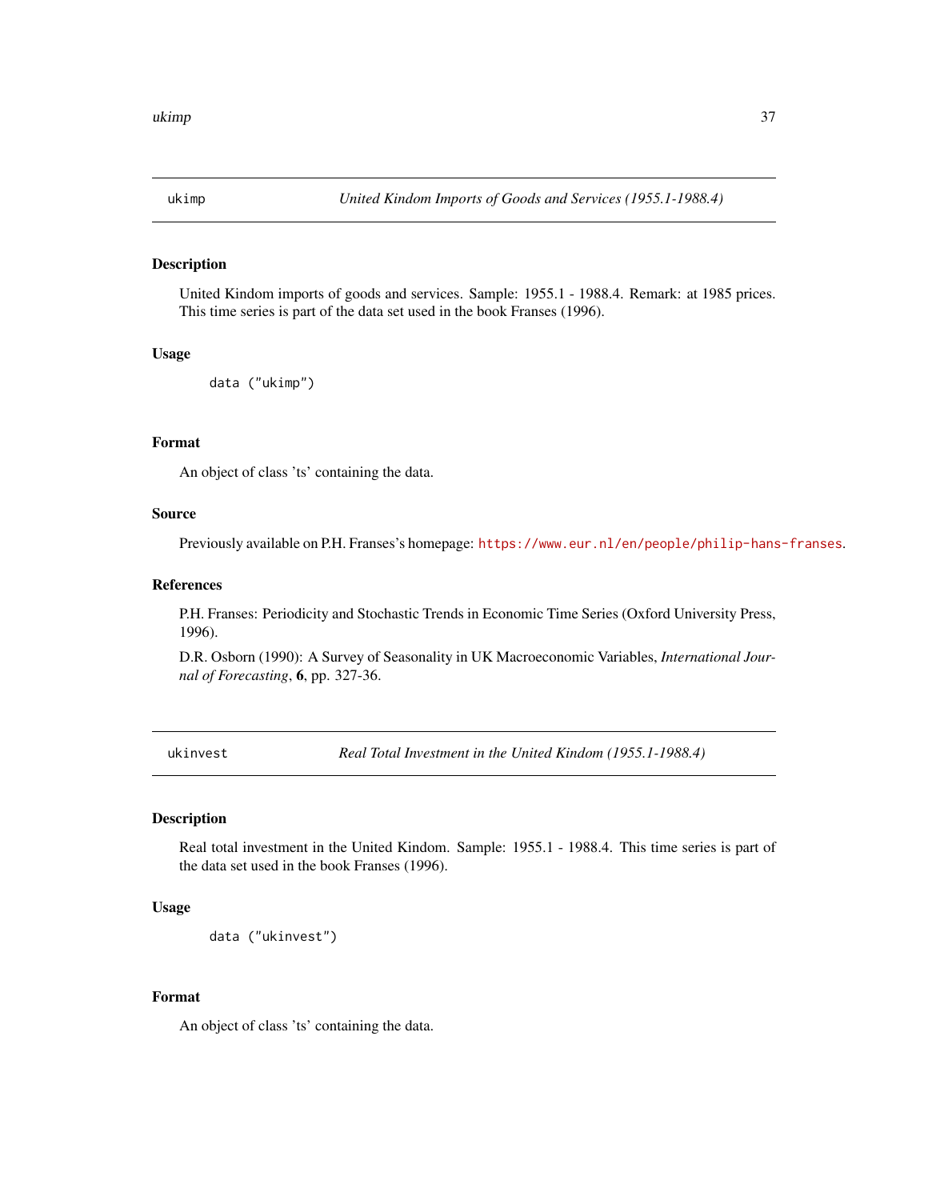## ukimp — *United Kindom Imports of Goods and Services (1955.1-1988.4)*

### Description

United Kindom imports of goods and services. Sample: 1955.1 - 1988.4. Remark: at 1985 prices. This time series is part of the data set used in the book Franses (1996).

### Usage

```
data ("ukimp")
```

### Format

An object of class 'ts' containing the data.

### Source

Previously available on P.H. Franses's homepage: https://www.eur.nl/en/people/philip-hans-franses.

### References

P.H. Franses: Periodicity and Stochastic Trends in Economic Time Series (Oxford University Press, 1996).

D.R. Osborn (1990): A Survey of Seasonality in UK Macroeconomic Variables, *International Journal of Forecasting*, **6**, pp. 327-36.

## ukinvest — *Real Total Investment in the United Kindom (1955.1-1988.4)*

### Description

Real total investment in the United Kindom. Sample: 1955.1 - 1988.4. This time series is part of the data set used in the book Franses (1996).

### Usage

```
data ("ukinvest")
```

### Format

An object of class 'ts' containing the data.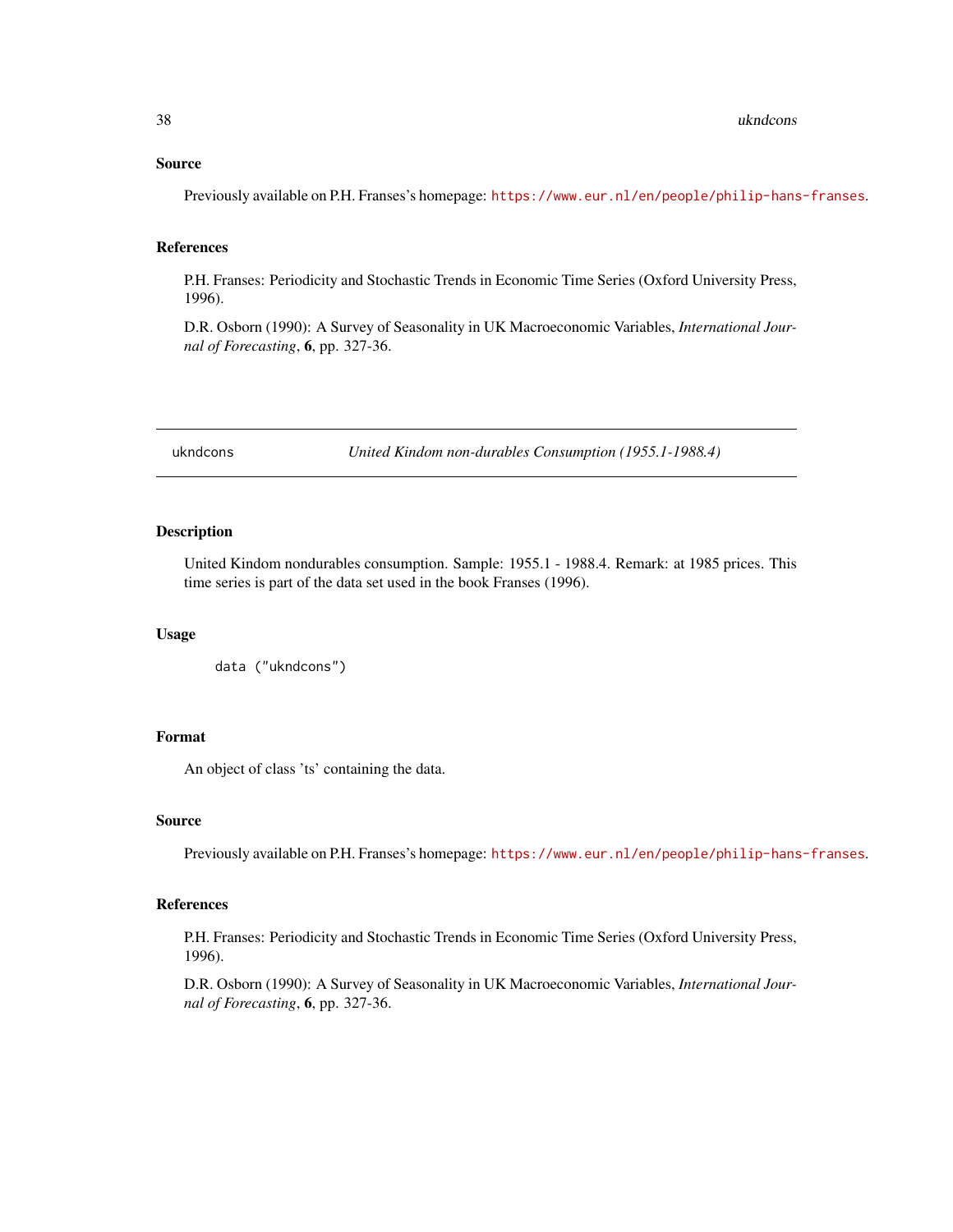### Source

Previously available on P.H. Franses's homepage: https://www.eur.nl/en/people/philip-hans-franses.

### References

P.H. Franses: Periodicity and Stochastic Trends in Economic Time Series (Oxford University Press, 1996).

D.R. Osborn (1990): A Survey of Seasonality in UK Macroeconomic Variables, *International Journal of Forecasting*, **6**, pp. 327-36.

---

## ukndcons — *United Kindom non-durables Consumption (1955.1-1988.4)*

---

### Description

United Kindom nondurables consumption. Sample: 1955.1 - 1988.4. Remark: at 1985 prices. This time series is part of the data set used in the book Franses (1996).

### Usage

```
data ("ukndcons")
```

### Format

An object of class 'ts' containing the data.

### Source

Previously available on P.H. Franses's homepage: https://www.eur.nl/en/people/philip-hans-franses.

### References

P.H. Franses: Periodicity and Stochastic Trends in Economic Time Series (Oxford University Press, 1996).

D.R. Osborn (1990): A Survey of Seasonality in UK Macroeconomic Variables, *International Journal of Forecasting*, **6**, pp. 327-36.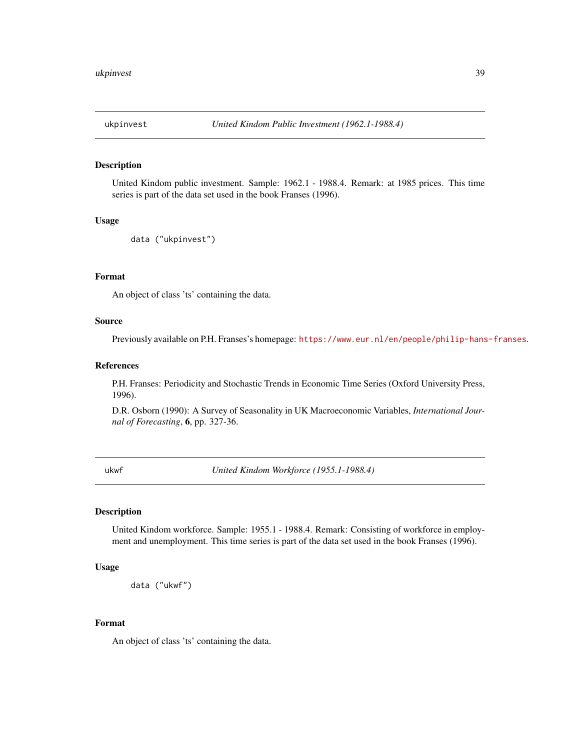## ukpinvest — *United Kindom Public Investment (1962.1-1988.4)*

### Description

United Kindom public investment. Sample: 1962.1 - 1988.4. Remark: at 1985 prices. This time series is part of the data set used in the book Franses (1996).

### Usage

```
data ("ukpinvest")
```

### Format

An object of class 'ts' containing the data.

### Source

Previously available on P.H. Franses's homepage: https://www.eur.nl/en/people/philip-hans-franses.

### References

P.H. Franses: Periodicity and Stochastic Trends in Economic Time Series (Oxford University Press, 1996).

D.R. Osborn (1990): A Survey of Seasonality in UK Macroeconomic Variables, *International Journal of Forecasting*, **6**, pp. 327-36.

## ukwf — *United Kindom Workforce (1955.1-1988.4)*

### Description

United Kindom workforce. Sample: 1955.1 - 1988.4. Remark: Consisting of workforce in employment and unemployment. This time series is part of the data set used in the book Franses (1996).

### Usage

```
data ("ukwf")
```

### Format

An object of class 'ts' containing the data.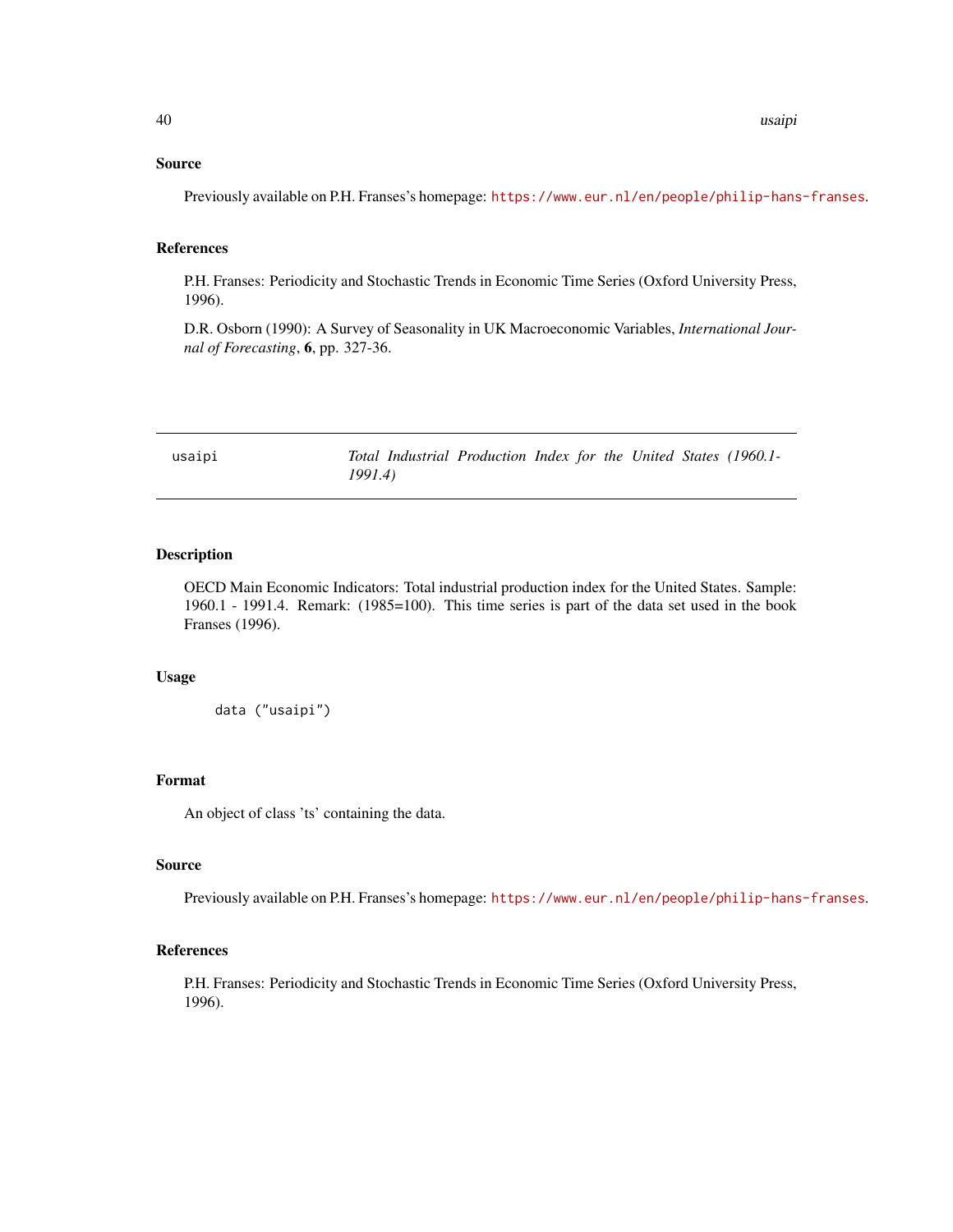### Source

Previously available on P.H. Franses's homepage: https://www.eur.nl/en/people/philip-hans-franses.

### References

P.H. Franses: Periodicity and Stochastic Trends in Economic Time Series (Oxford University Press, 1996).

D.R. Osborn (1990): A Survey of Seasonality in UK Macroeconomic Variables, *International Journal of Forecasting*, **6**, pp. 327-36.

---

## usaipi — *Total Industrial Production Index for the United States (1960.1-1991.4)*

---

### Description

OECD Main Economic Indicators: Total industrial production index for the United States. Sample: 1960.1 - 1991.4. Remark: (1985=100). This time series is part of the data set used in the book Franses (1996).

### Usage

```
data ("usaipi")
```

### Format

An object of class 'ts' containing the data.

### Source

Previously available on P.H. Franses's homepage: https://www.eur.nl/en/people/philip-hans-franses.

### References

P.H. Franses: Periodicity and Stochastic Trends in Economic Time Series (Oxford University Press, 1996).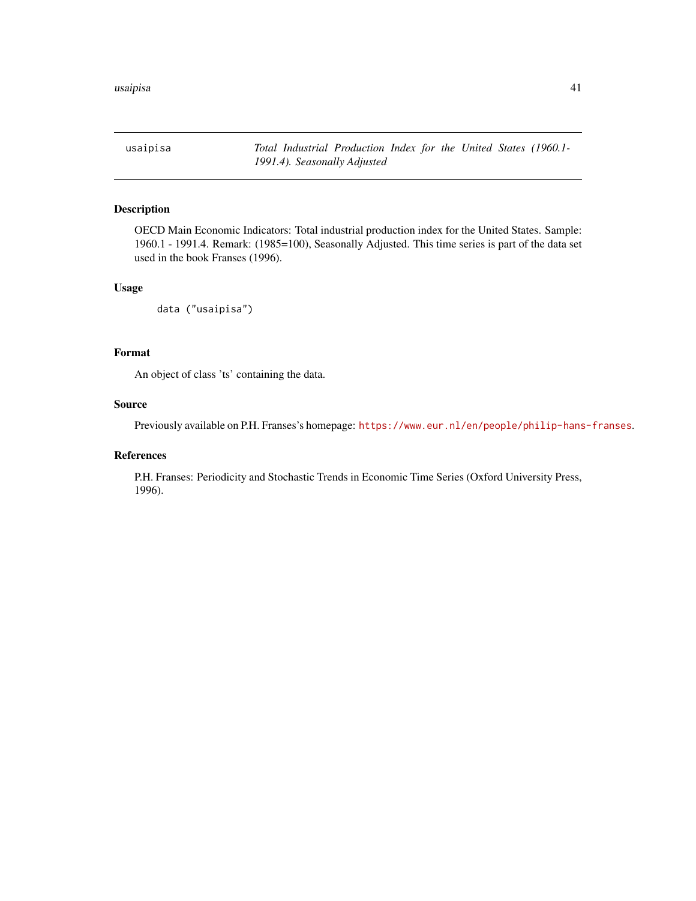usaipisa — *Total Industrial Production Index for the United States (1960.1-1991.4). Seasonally Adjusted*

## Description

OECD Main Economic Indicators: Total industrial production index for the United States. Sample: 1960.1 - 1991.4. Remark: (1985=100), Seasonally Adjusted. This time series is part of the data set used in the book Franses (1996).

## Usage

```
data ("usaipisa")
```

## Format

An object of class 'ts' containing the data.

## Source

Previously available on P.H. Franses's homepage: https://www.eur.nl/en/people/philip-hans-franses.

## References

P.H. Franses: Periodicity and Stochastic Trends in Economic Time Series (Oxford University Press, 1996).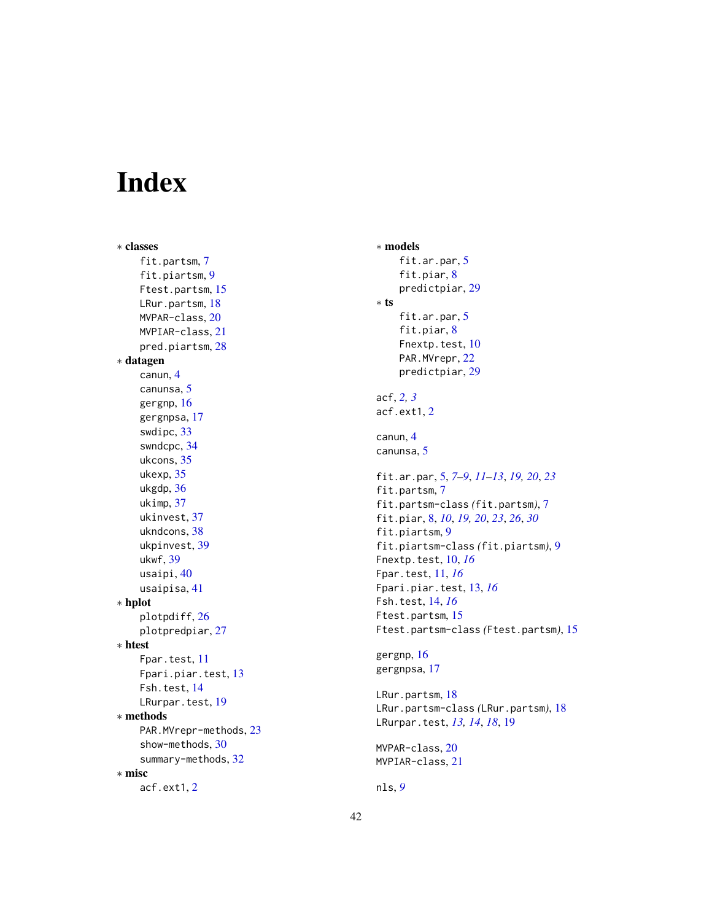# Index

* **classes**
  - fit.partsm, 7
  - fit.piartsm, 9
  - Ftest.partsm, 15
  - LRur.partsm, 18
  - MVPAR-class, 20
  - MVPIAR-class, 21
  - pred.piartsm, 28
* **datagen**
  - canun, 4
  - canunsa, 5
  - gergnp, 16
  - gergnpsa, 17
  - swdipc, 33
  - swndcpc, 34
  - ukcons, 35
  - ukexp, 35
  - ukgdp, 36
  - ukimp, 37
  - ukinvest, 37
  - ukndcons, 38
  - ukpinvest, 39
  - ukwf, 39
  - usaipi, 40
  - usaipisa, 41
* **hplot**
  - plotpdiff, 26
  - plotpredpiar, 27
* **htest**
  - Fpar.test, 11
  - Fpari.piar.test, 13
  - Fsh.test, 14
  - LRurpar.test, 19
* **methods**
  - PAR.MVrepr-methods, 23
  - show-methods, 30
  - summary-methods, 32
* **misc**
  - acf.ext1, 2
* **models**
  - fit.ar.par, 5
  - fit.piar, 8
  - predictpiar, 29
* **ts**
  - fit.ar.par, 5
  - fit.piar, 8
  - Fnextp.test, 10
  - PAR.MVrepr, 22
  - predictpiar, 29

acf, *2, 3*
acf.ext1, 2

canun, 4
canunsa, 5

fit.ar.par, 5, *7–9*, *11–13*, *19, 20*, *23*
fit.partsm, 7
fit.partsm-class *(*fit.partsm*)*, 7
fit.piar, 8, *10*, *19, 20*, *23*, *26*, *30*
fit.piartsm, 9
fit.piartsm-class *(*fit.piartsm*)*, 9
Fnextp.test, 10, *16*
Fpar.test, 11, *16*
Fpari.piar.test, 13, *16*
Fsh.test, 14, *16*
Ftest.partsm, 15
Ftest.partsm-class *(*Ftest.partsm*)*, 15

gergnp, 16
gergnpsa, 17

LRur.partsm, 18
LRur.partsm-class *(*LRur.partsm*)*, 18
LRurpar.test, *13, 14*, *18*, 19

MVPAR-class, 20
MVPIAR-class, 21

nls, *9*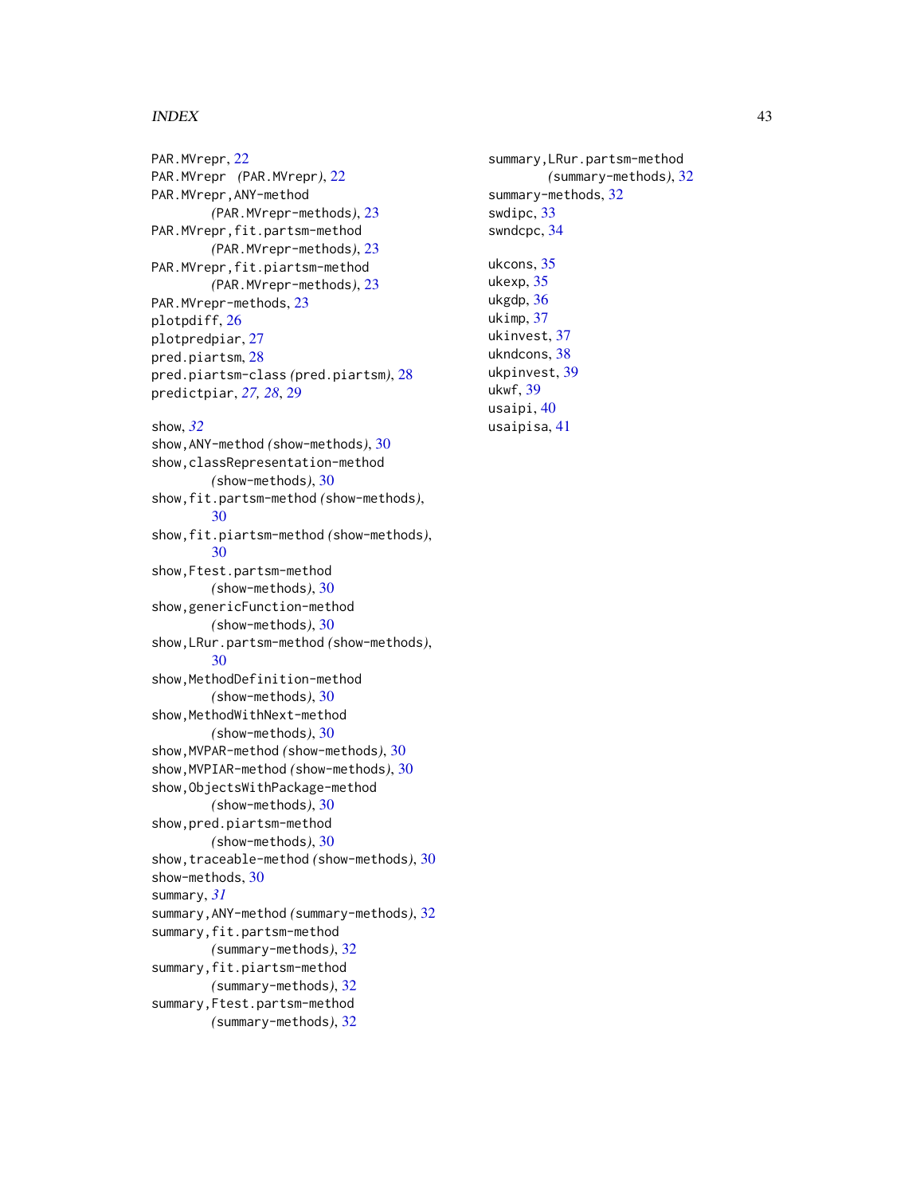PAR.MVrepr, 22
PAR.MVrepr (PAR.MVrepr), 22
PAR.MVrepr,ANY-method
  (PAR.MVrepr-methods), 23
PAR.MVrepr,fit.partsm-method
  (PAR.MVrepr-methods), 23
PAR.MVrepr,fit.piartsm-method
  (PAR.MVrepr-methods), 23
PAR.MVrepr-methods, 23
plotpdiff, 26
plotpredpiar, 27
pred.piartsm, 28
pred.piartsm-class (pred.piartsm), 28
predictpiar, *27, 28*, 29

show, *32*
show,ANY-method (show-methods), 30
show,classRepresentation-method
  (show-methods), 30
show,fit.partsm-method (show-methods),
  30
show,fit.piartsm-method (show-methods),
  30
show,Ftest.partsm-method
  (show-methods), 30
show,genericFunction-method
  (show-methods), 30
show,LRur.partsm-method (show-methods),
  30
show,MethodDefinition-method
  (show-methods), 30
show,MethodWithNext-method
  (show-methods), 30
show,MVPAR-method (show-methods), 30
show,MVPIAR-method (show-methods), 30
show,ObjectsWithPackage-method
  (show-methods), 30
show,pred.piartsm-method
  (show-methods), 30
show,traceable-method (show-methods), 30
show-methods, 30
summary, *31*
summary,ANY-method (summary-methods), 32
summary,fit.partsm-method
  (summary-methods), 32
summary,fit.piartsm-method
  (summary-methods), 32
summary,Ftest.partsm-method
  (summary-methods), 32
summary,LRur.partsm-method
  (summary-methods), 32
summary-methods, 32
swdipc, 33
swndcpc, 34

ukcons, 35
ukexp, 35
ukgdp, 36
ukimp, 37
ukinvest, 37
ukndcons, 38
ukpinvest, 39
ukwf, 39
usaipi, 40
usaipisa, 41